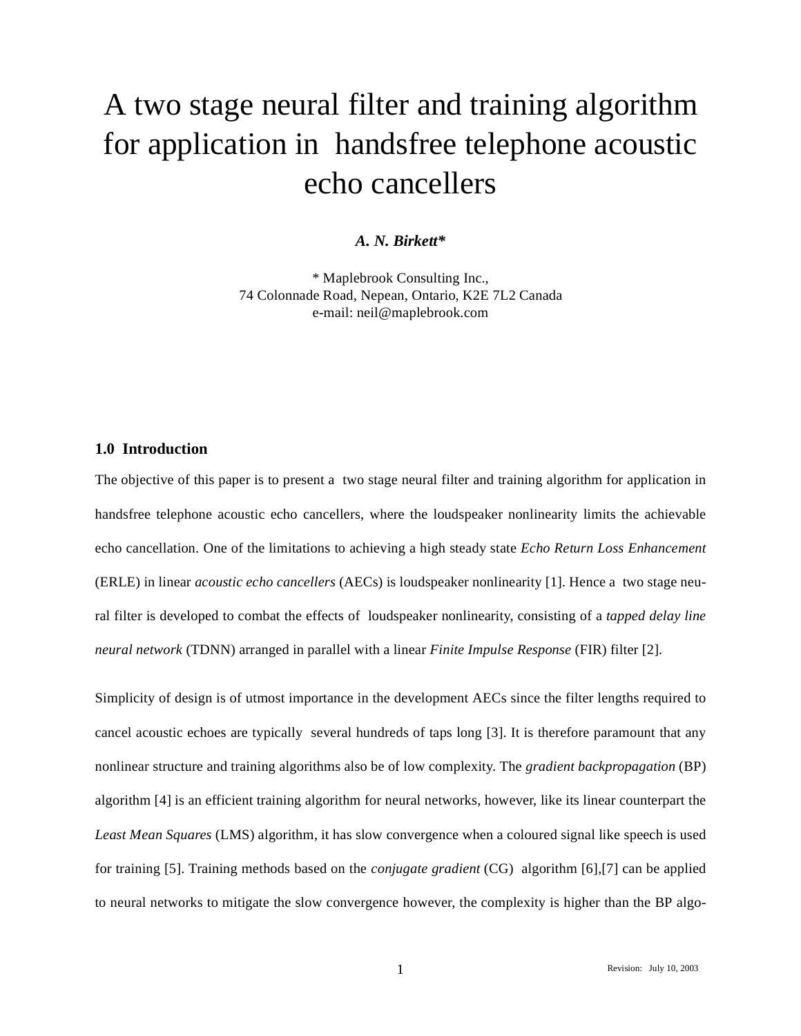# A two stage neural filter and training algorithm for application in handsfree telephone acoustic echo cancellers

***A. N. Birkett****

\* Maplebrook Consulting Inc.,
74 Colonnade Road, Nepean, Ontario, K2E 7L2 Canada
e-mail: neil@maplebrook.com

## 1.0 Introduction

The objective of this paper is to present a two stage neural filter and training algorithm for application in handsfree telephone acoustic echo cancellers, where the loudspeaker nonlinearity limits the achievable echo cancellation. One of the limitations to achieving a high steady state *Echo Return Loss Enhancement* (ERLE) in linear *acoustic echo cancellers* (AECs) is loudspeaker nonlinearity [1]. Hence a two stage neural filter is developed to combat the effects of loudspeaker nonlinearity, consisting of a *tapped delay line neural network* (TDNN) arranged in parallel with a linear *Finite Impulse Response* (FIR) filter [2].

Simplicity of design is of utmost importance in the development AECs since the filter lengths required to cancel acoustic echoes are typically several hundreds of taps long [3]. It is therefore paramount that any nonlinear structure and training algorithms also be of low complexity. The *gradient backpropagation* (BP) algorithm [4] is an efficient training algorithm for neural networks, however, like its linear counterpart the *Least Mean Squares* (LMS) algorithm, it has slow convergence when a coloured signal like speech is used for training [5]. Training methods based on the *conjugate gradient* (CG) algorithm [6],[7] can be applied to neural networks to mitigate the slow convergence however, the complexity is higher than the BP algo-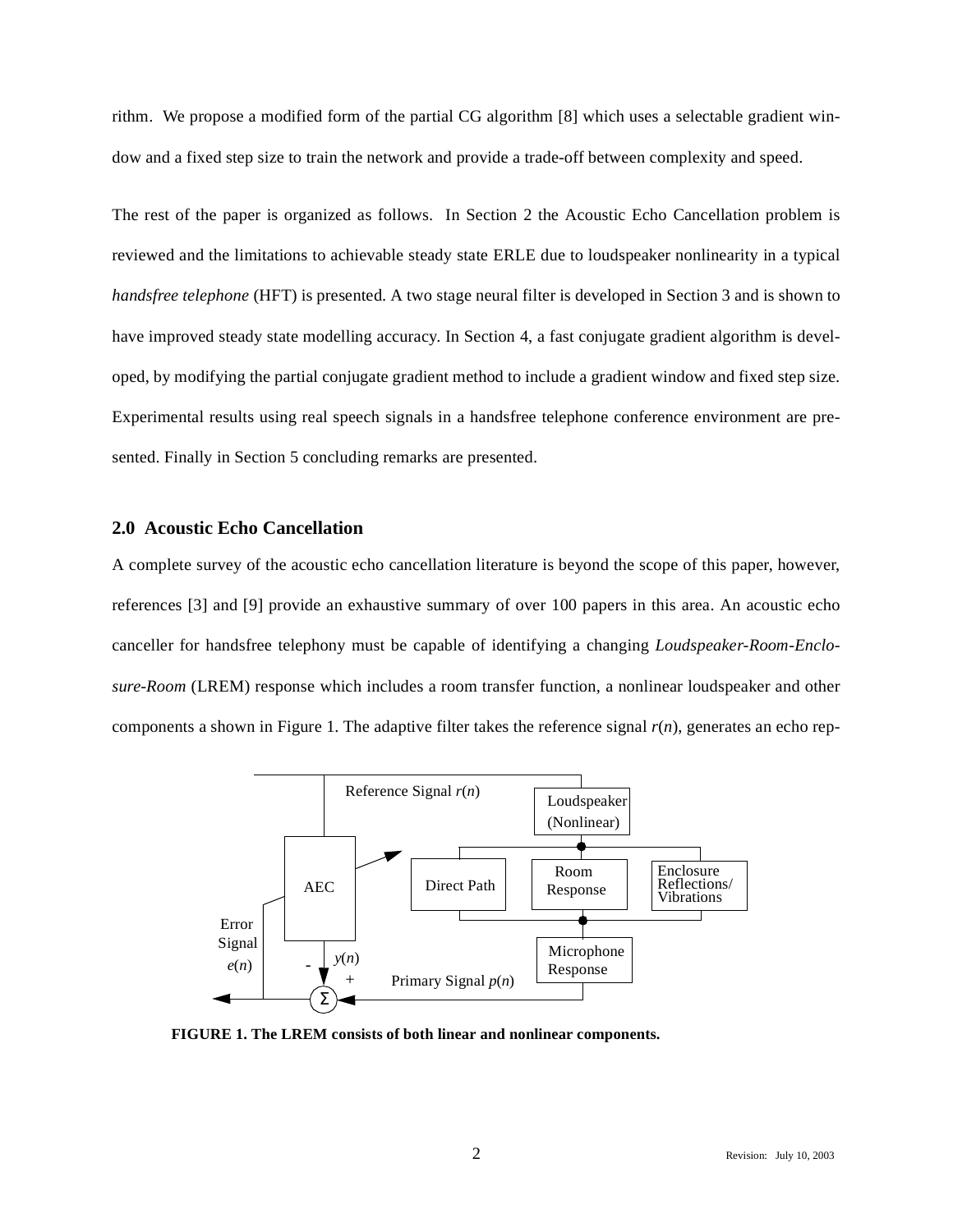rithm. We propose a modified form of the partial CG algorithm [8] which uses a selectable gradient window and a fixed step size to train the network and provide a trade-off between complexity and speed.

The rest of the paper is organized as follows. In Section 2 the Acoustic Echo Cancellation problem is reviewed and the limitations to achievable steady state ERLE due to loudspeaker nonlinearity in a typical *handsfree telephone* (HFT) is presented. A two stage neural filter is developed in Section 3 and is shown to have improved steady state modelling accuracy. In Section 4, a fast conjugate gradient algorithm is developed, by modifying the partial conjugate gradient method to include a gradient window and fixed step size. Experimental results using real speech signals in a handsfree telephone conference environment are presented. Finally in Section 5 concluding remarks are presented.

## 2.0 Acoustic Echo Cancellation

A complete survey of the acoustic echo cancellation literature is beyond the scope of this paper, however, references [3] and [9] provide an exhaustive summary of over 100 papers in this area. An acoustic echo canceller for handsfree telephony must be capable of identifying a changing *Loudspeaker-Room-Enclosure-Room* (LREM) response which includes a room transfer function, a nonlinear loudspeaker and other components a shown in Figure 1. The adaptive filter takes the reference signal $r(n)$, generates an echo rep-

**FIGURE 1. The LREM consists of both linear and nonlinear components.**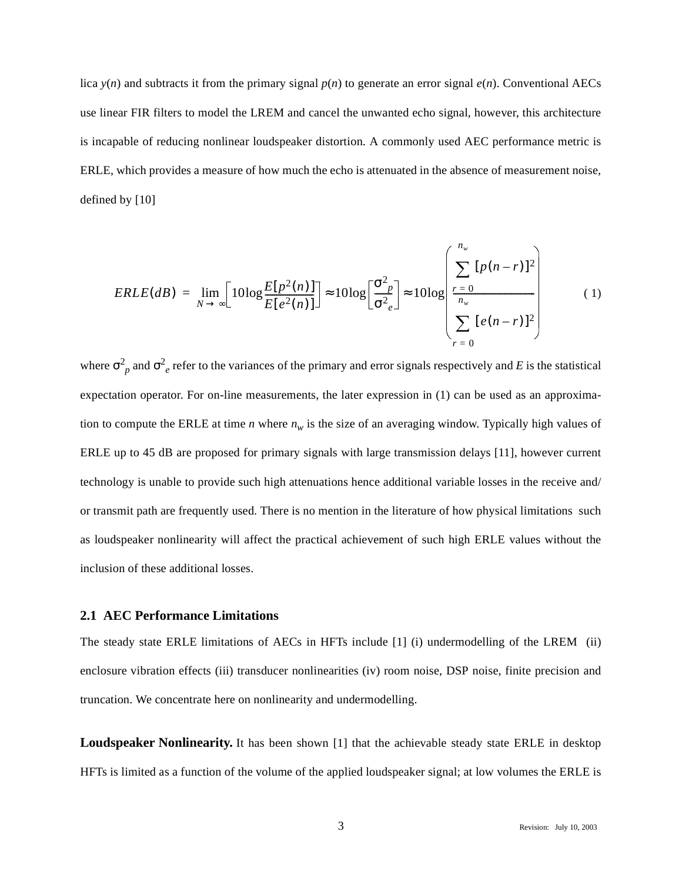lica $y(n)$ and subtracts it from the primary signal $p(n)$ to generate an error signal $e(n)$. Conventional AECs use linear FIR filters to model the LREM and cancel the unwanted echo signal, however, this architecture is incapable of reducing nonlinear loudspeaker distortion. A commonly used AEC performance metric is ERLE, which provides a measure of how much the echo is attenuated in the absence of measurement noise, defined by [10]

$$ERLE(dB) = \lim_{N \to \infty}\left[10\log\frac{E[p^2(n)]}{E[e^2(n)]}\right] \approx 10\log\left[\frac{\sigma^2_p}{\sigma^2_e}\right] \approx 10\log\left(\frac{\sum_{r=0}^{n_w}[p(n-r)]^2}{\sum_{r=0}^{n_w}[e(n-r)]^2}\right) \tag{1}$$

where $\sigma^2_p$ and $\sigma^2_e$ refer to the variances of the primary and error signals respectively and $E$ is the statistical expectation operator. For on-line measurements, the later expression in (1) can be used as an approximation to compute the ERLE at time $n$ where $n_w$ is the size of an averaging window. Typically high values of ERLE up to 45 dB are proposed for primary signals with large transmission delays [11], however current technology is unable to provide such high attenuations hence additional variable losses in the receive and/or transmit path are frequently used. There is no mention in the literature of how physical limitations such as loudspeaker nonlinearity will affect the practical achievement of such high ERLE values without the inclusion of these additional losses.

## 2.1 AEC Performance Limitations

The steady state ERLE limitations of AECs in HFTs include [1] (i) undermodelling of the LREM (ii) enclosure vibration effects (iii) transducer nonlinearities (iv) room noise, DSP noise, finite precision and truncation. We concentrate here on nonlinearity and undermodelling.

**Loudspeaker Nonlinearity.** It has been shown [1] that the achievable steady state ERLE in desktop HFTs is limited as a function of the volume of the applied loudspeaker signal; at low volumes the ERLE is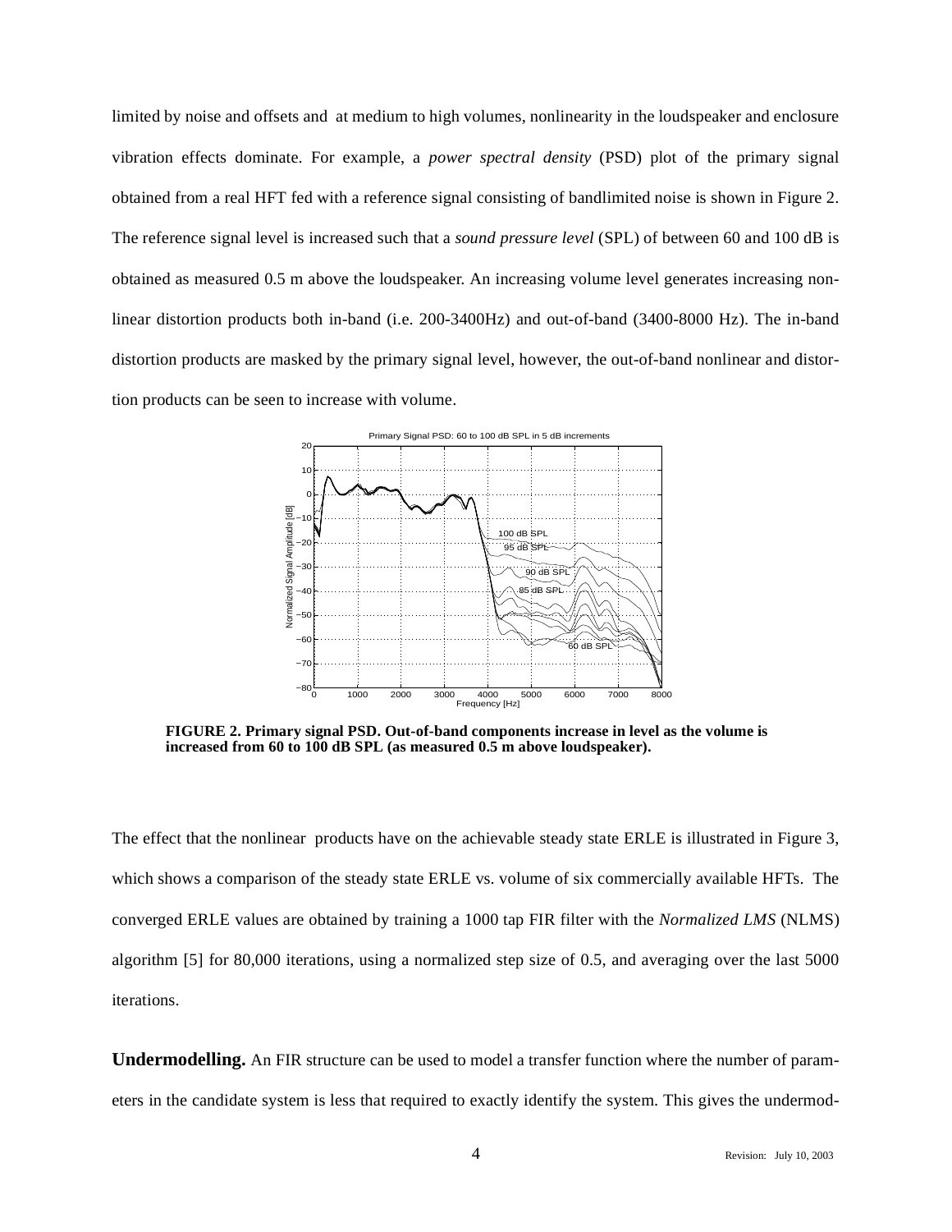limited by noise and offsets and at medium to high volumes, nonlinearity in the loudspeaker and enclosure vibration effects dominate. For example, a *power spectral density* (PSD) plot of the primary signal obtained from a real HFT fed with a reference signal consisting of bandlimited noise is shown in Figure 2. The reference signal level is increased such that a *sound pressure level* (SPL) of between 60 and 100 dB is obtained as measured 0.5 m above the loudspeaker. An increasing volume level generates increasing nonlinear distortion products both in-band (i.e. 200-3400Hz) and out-of-band (3400-8000 Hz). The in-band distortion products are masked by the primary signal level, however, the out-of-band nonlinear and distortion products can be seen to increase with volume.

**FIGURE 2. Primary signal PSD. Out-of-band components increase in level as the volume is increased from 60 to 100 dB SPL (as measured 0.5 m above loudspeaker).**

The effect that the nonlinear products have on the achievable steady state ERLE is illustrated in Figure 3, which shows a comparison of the steady state ERLE vs. volume of six commercially available HFTs. The converged ERLE values are obtained by training a 1000 tap FIR filter with the *Normalized LMS* (NLMS) algorithm [5] for 80,000 iterations, using a normalized step size of 0.5, and averaging over the last 5000 iterations.

**Undermodelling.** An FIR structure can be used to model a transfer function where the number of parameters in the candidate system is less that required to exactly identify the system. This gives the undermod-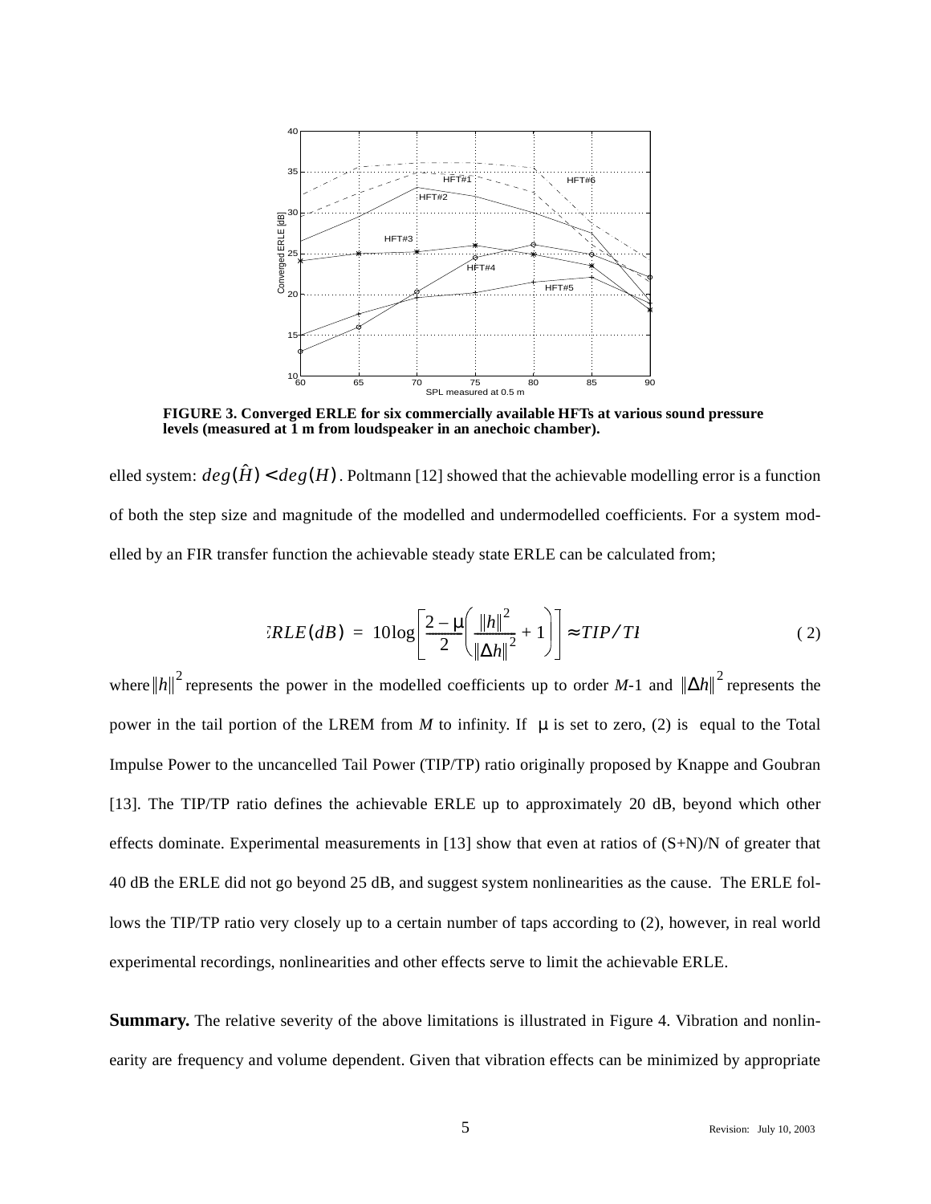FIGURE 3. Converged ERLE for six commercially available HFTs at various sound pressure levels (measured at 1 m from loudspeaker in an anechoic chamber).

elled system: $deg(\hat{H}) < deg(H)$. Poltmann [12] showed that the achievable modelling error is a function of both the step size and magnitude of the modelled and undermodelled coefficients. For a system modelled by an FIR transfer function the achievable steady state ERLE can be calculated from;

$$ERLE(dB) = 10\log\left[\frac{2-\mu}{2}\left(\frac{\|h\|^2}{\|\Delta h\|^2}+1\right)\right] \approx TIP/TP \tag{2}$$

where $\|h\|^2$ represents the power in the modelled coefficients up to order *M*-1 and $\|\Delta h\|^2$ represents the power in the tail portion of the LREM from *M* to infinity. If $\mu$ is set to zero, (2) is equal to the Total Impulse Power to the uncancelled Tail Power (TIP/TP) ratio originally proposed by Knappe and Goubran [13]. The TIP/TP ratio defines the achievable ERLE up to approximately 20 dB, beyond which other effects dominate. Experimental measurements in [13] show that even at ratios of (S+N)/N of greater that 40 dB the ERLE did not go beyond 25 dB, and suggest system nonlinearities as the cause. The ERLE follows the TIP/TP ratio very closely up to a certain number of taps according to (2), however, in real world experimental recordings, nonlinearities and other effects serve to limit the achievable ERLE.

**Summary.** The relative severity of the above limitations is illustrated in Figure 4. Vibration and nonlinearity are frequency and volume dependent. Given that vibration effects can be minimized by appropriate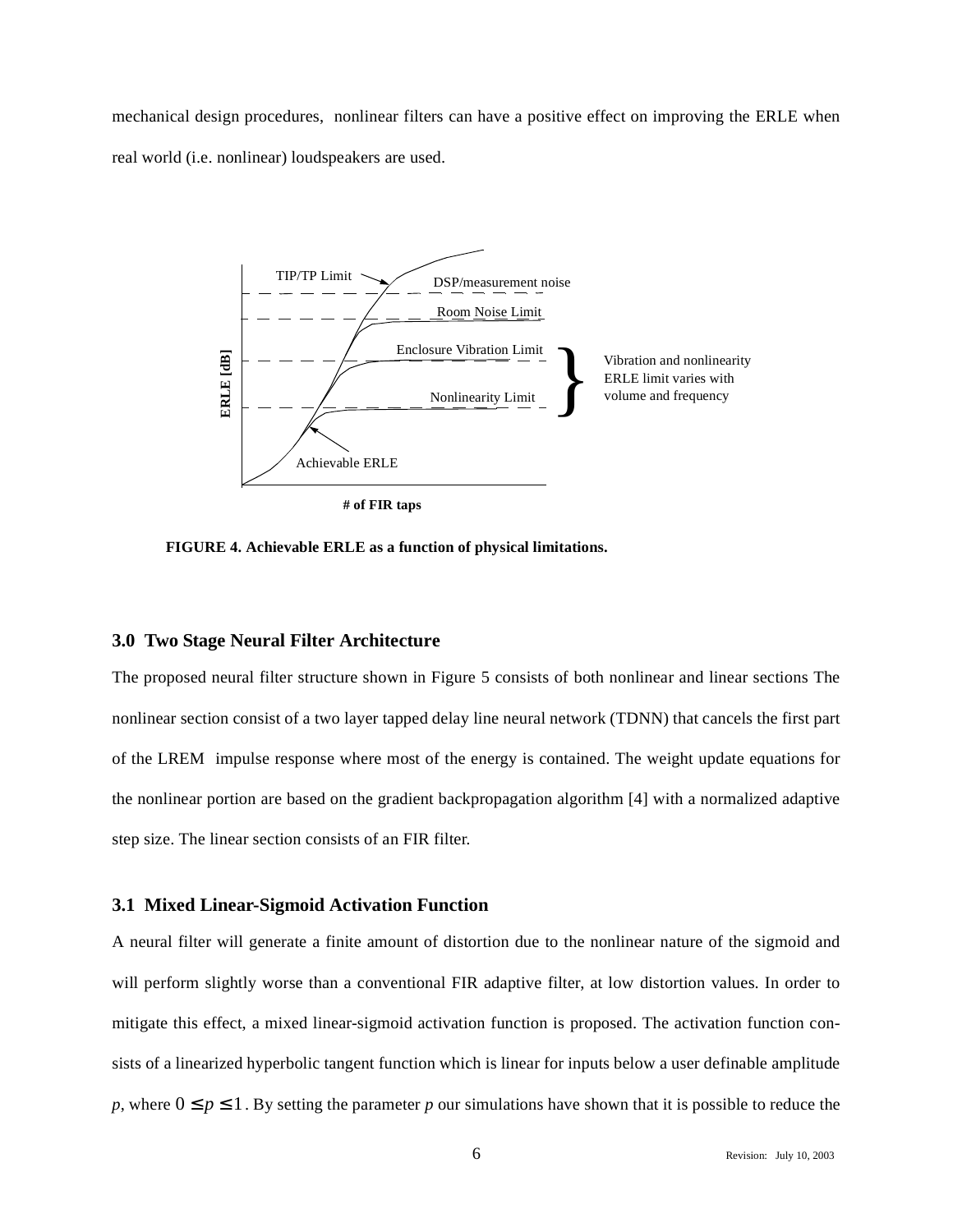mechanical design procedures, nonlinear filters can have a positive effect on improving the ERLE when real world (i.e. nonlinear) loudspeakers are used.

**FIGURE 4. Achievable ERLE as a function of physical limitations.**

## 3.0 Two Stage Neural Filter Architecture

The proposed neural filter structure shown in Figure 5 consists of both nonlinear and linear sections The nonlinear section consist of a two layer tapped delay line neural network (TDNN) that cancels the first part of the LREM impulse response where most of the energy is contained. The weight update equations for the nonlinear portion are based on the gradient backpropagation algorithm [4] with a normalized adaptive step size. The linear section consists of an FIR filter.

### 3.1 Mixed Linear-Sigmoid Activation Function

A neural filter will generate a finite amount of distortion due to the nonlinear nature of the sigmoid and will perform slightly worse than a conventional FIR adaptive filter, at low distortion values. In order to mitigate this effect, a mixed linear-sigmoid activation function is proposed. The activation function consists of a linearized hyperbolic tangent function which is linear for inputs below a user definable amplitude *p*, where $0 \leq p \leq 1$. By setting the parameter *p* our simulations have shown that it is possible to reduce the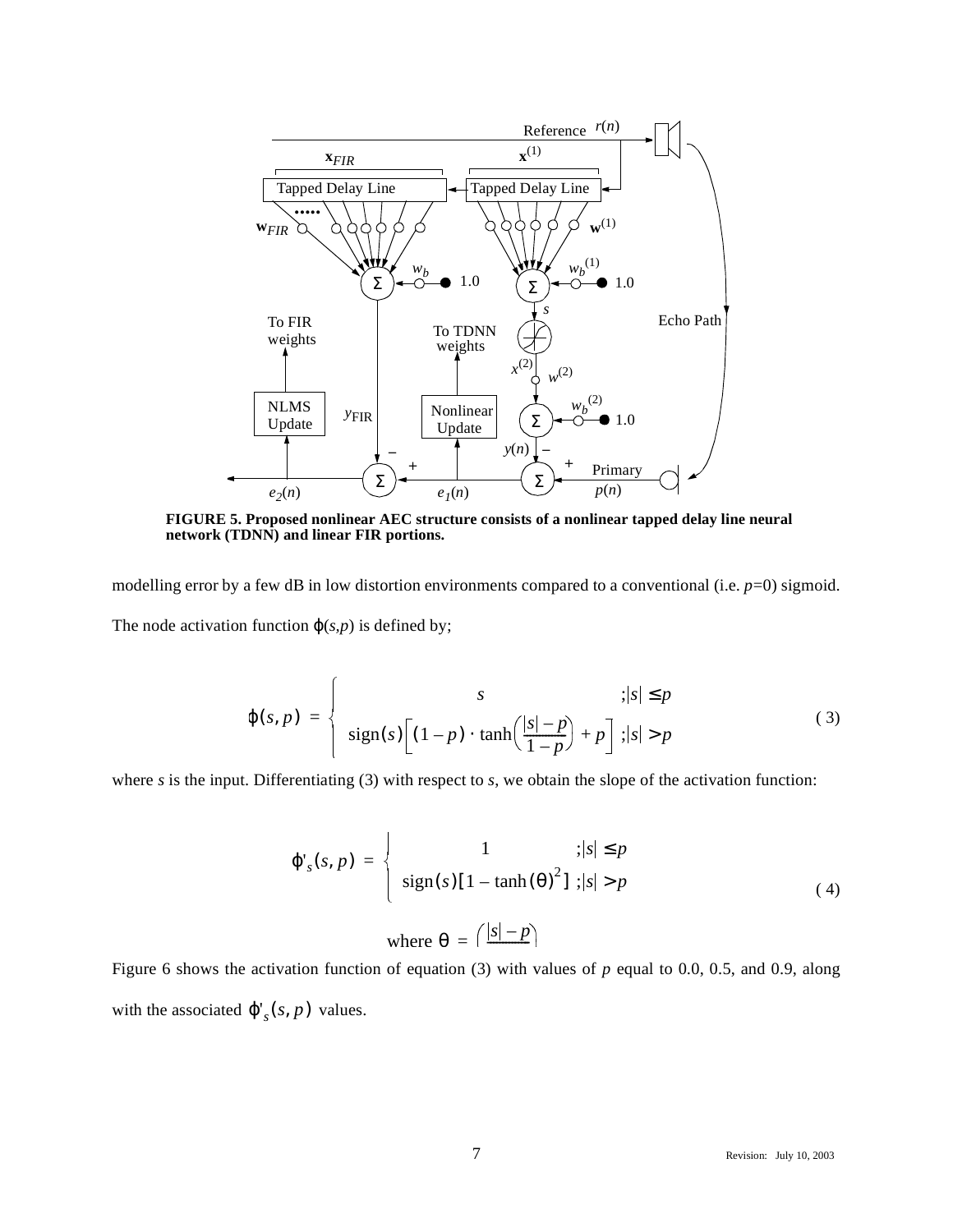FIGURE 5. Proposed nonlinear AEC structure consists of a nonlinear tapped delay line neural network (TDNN) and linear FIR portions.

modelling error by a few dB in low distortion environments compared to a conventional (i.e. $p$=0) sigmoid. The node activation function $\varphi(s,p)$ is defined by;

$$\varphi(s,p) = \begin{cases} s & ;|s| \le p \\ \mathrm{sign}(s)\left[(1-p)\cdot\tanh\left(\frac{|s|-p}{1-p}\right)+p\right] & ;|s| > p \end{cases} \tag{3}$$

where $s$ is the input. Differentiating (3) with respect to $s$, we obtain the slope of the activation function:

$$\varphi'_s(s,p) = \begin{cases} 1 & ;|s| \le p \\ \mathrm{sign}(s)[1-\tanh(\theta)^2] & ;|s| > p \end{cases} \tag{4}$$

$$\text{where } \theta = \left(\frac{|s|-p}{\phantom{1-p}}\right)$$

Figure 6 shows the activation function of equation (3) with values of $p$ equal to 0.0, 0.5, and 0.9, along with the associated $\varphi'_s(s,p)$ values.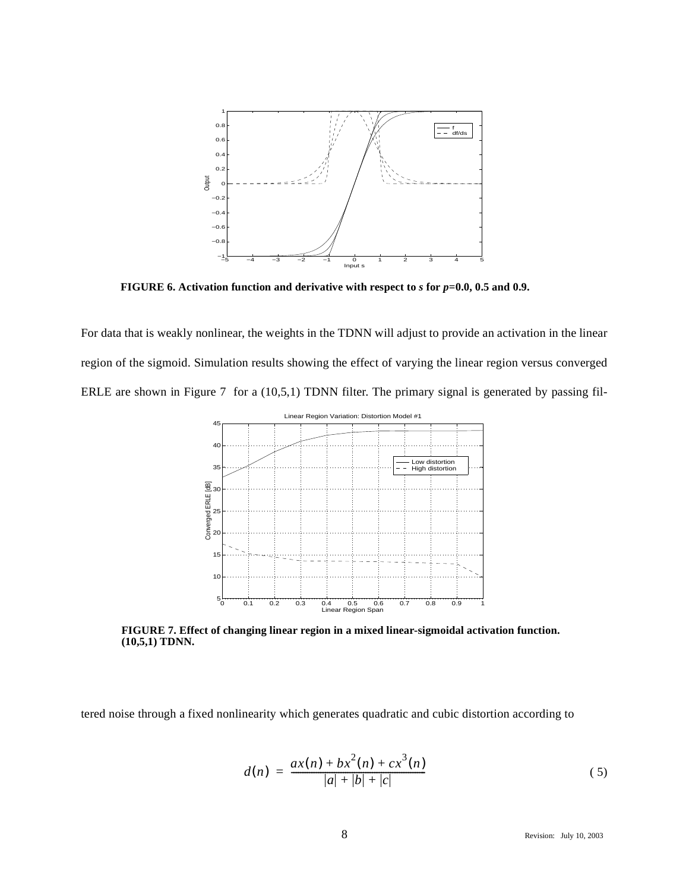FIGURE 6. Activation function and derivative with respect to *s* for *p*=0.0, 0.5 and 0.9.

For data that is weakly nonlinear, the weights in the TDNN will adjust to provide an activation in the linear region of the sigmoid. Simulation results showing the effect of varying the linear region versus converged ERLE are shown in Figure 7 for a (10,5,1) TDNN filter. The primary signal is generated by passing filtered noise through a fixed nonlinearity which generates quadratic and cubic distortion according to

FIGURE 7. Effect of changing linear region in a mixed linear-sigmoidal activation function. (10,5,1) TDNN.

$$d(n) = \frac{ax(n) + bx^2(n) + cx^3(n)}{|a| + |b| + |c|} \tag{5}$$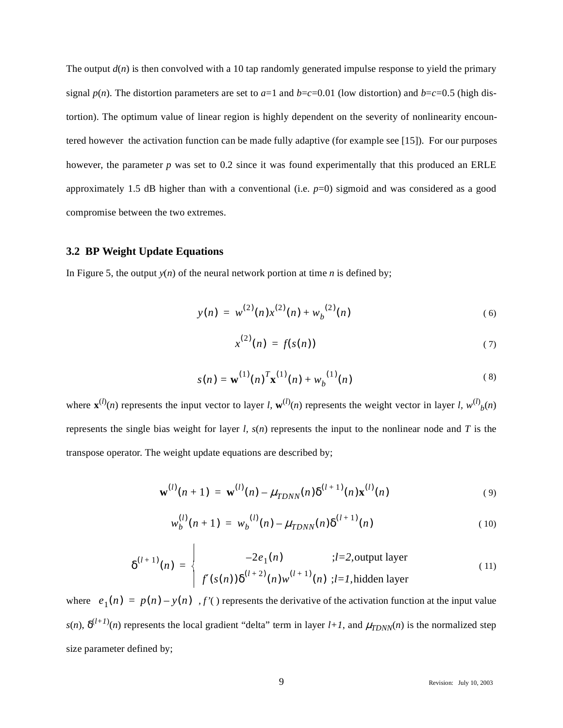The output $d(n)$ is then convolved with a 10 tap randomly generated impulse response to yield the primary signal $p(n)$. The distortion parameters are set to $a$=1 and $b$=$c$=0.01 (low distortion) and $b$=$c$=0.5 (high distortion). The optimum value of linear region is highly dependent on the severity of nonlinearity encountered however the activation function can be made fully adaptive (for example see [15]). For our purposes however, the parameter $p$ was set to 0.2 since it was found experimentally that this produced an ERLE approximately 1.5 dB higher than with a conventional (i.e. $p$=0) sigmoid and was considered as a good compromise between the two extremes.

### 3.2 BP Weight Update Equations

In Figure 5, the output $y(n)$ of the neural network portion at time $n$ is defined by;

$$y(n) = w^{(2)}(n)x^{(2)}(n) + w_b^{(2)}(n) \tag{6}$$

$$x^{(2)}(n) = f(s(n)) \tag{7}$$

$$s(n) = \mathbf{w}^{(1)}(n)^T\mathbf{x}^{(1)}(n) + w_b^{(1)}(n) \tag{8}$$

where $\mathbf{x}^{(l)}(n)$ represents the input vector to layer $l$, $\mathbf{w}^{(l)}(n)$ represents the weight vector in layer $l$, $w^{(l)}_b(n)$ represents the single bias weight for layer $l$, $s(n)$ represents the input to the nonlinear node and $T$ is the transpose operator. The weight update equations are described by;

$$\mathbf{w}^{(l)}(n+1) = \mathbf{w}^{(l)}(n) - \mu_{TDNN}(n)\delta^{(l+1)}(n)\mathbf{x}^{(l)}(n) \tag{9}$$

$$w_b^{(l)}(n+1) = w_b^{(l)}(n) - \mu_{TDNN}(n)\delta^{(l+1)}(n) \tag{10}$$

$$\delta^{(l+1)}(n) = \begin{cases} -2e_1(n) & ;l=2,\text{output layer} \\ f'(s(n))\delta^{(l+2)}(n)w^{(l+1)}(n) & ;l=1,\text{hidden layer} \end{cases} \tag{11}$$

where $e_1(n) = p(n) - y(n)$, $f'()$ represents the derivative of the activation function at the input value $s(n)$, $\delta^{(l+1)}(n)$ represents the local gradient "delta" term in layer $l+1$, and $\mu_{TDNN}(n)$ is the normalized step size parameter defined by;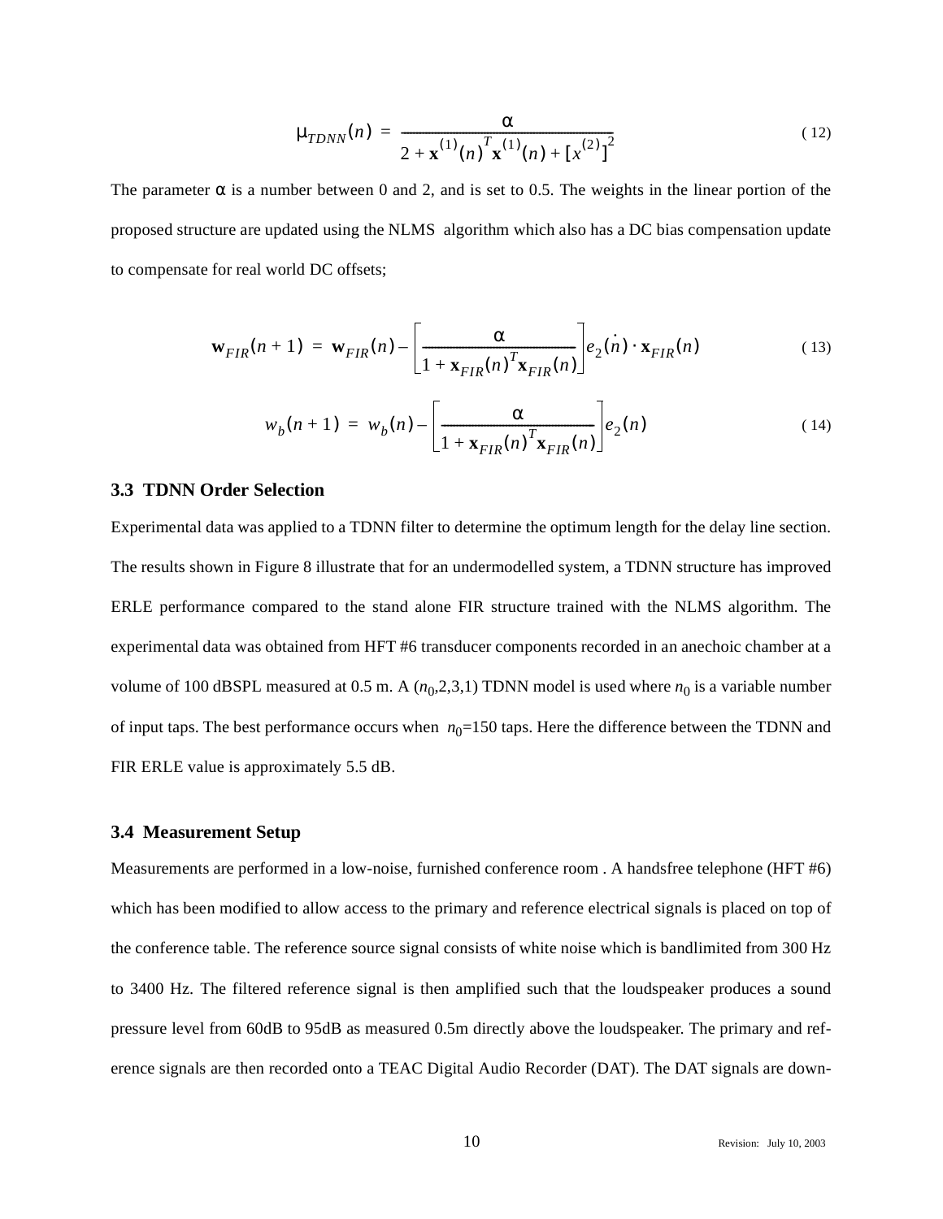$$\mu_{TDNN}(n) = \frac{\alpha}{2 + \mathbf{x}^{(1)}(n)^T \mathbf{x}^{(1)}(n) + [x^{(2)}]^2} \tag{12}$$

The parameter $\alpha$ is a number between 0 and 2, and is set to 0.5. The weights in the linear portion of the proposed structure are updated using the NLMS algorithm which also has a DC bias compensation update to compensate for real world DC offsets;

$$\mathbf{w}_{FIR}(n+1) = \mathbf{w}_{FIR}(n) - \left[\frac{\alpha}{1 + \mathbf{x}_{FIR}(n)^T \mathbf{x}_{FIR}(n)}\right] e_2(\dot{n}) \cdot \mathbf{x}_{FIR}(n) \tag{13}$$

$$w_b(n+1) = w_b(n) - \left[\frac{\alpha}{1 + \mathbf{x}_{FIR}(n)^T \mathbf{x}_{FIR}(n)}\right] e_2(n) \tag{14}$$

### 3.3 TDNN Order Selection

Experimental data was applied to a TDNN filter to determine the optimum length for the delay line section. The results shown in Figure 8 illustrate that for an undermodelled system, a TDNN structure has improved ERLE performance compared to the stand alone FIR structure trained with the NLMS algorithm. The experimental data was obtained from HFT #6 transducer components recorded in an anechoic chamber at a volume of 100 dBSPL measured at 0.5 m. A ($n_0$,2,3,1) TDNN model is used where $n_0$ is a variable number of input taps. The best performance occurs when $n_0$=150 taps. Here the difference between the TDNN and FIR ERLE value is approximately 5.5 dB.

### 3.4 Measurement Setup

Measurements are performed in a low-noise, furnished conference room . A handsfree telephone (HFT #6) which has been modified to allow access to the primary and reference electrical signals is placed on top of the conference table. The reference source signal consists of white noise which is bandlimited from 300 Hz to 3400 Hz. The filtered reference signal is then amplified such that the loudspeaker produces a sound pressure level from 60dB to 95dB as measured 0.5m directly above the loudspeaker. The primary and reference signals are then recorded onto a TEAC Digital Audio Recorder (DAT). The DAT signals are down-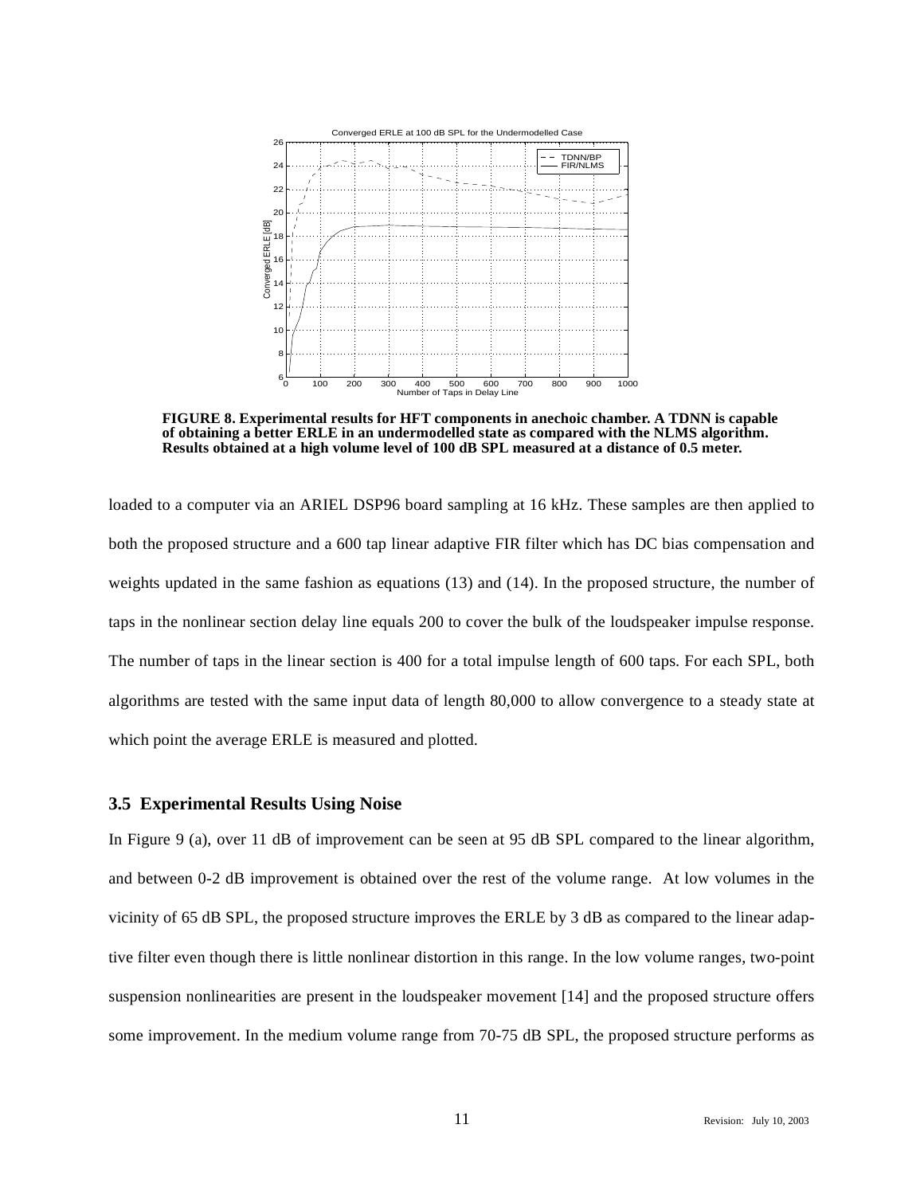FIGURE 8. Experimental results for HFT components in anechoic chamber. A TDNN is capable of obtaining a better ERLE in an undermodelled state as compared with the NLMS algorithm. Results obtained at a high volume level of 100 dB SPL measured at a distance of 0.5 meter.

loaded to a computer via an ARIEL DSP96 board sampling at 16 kHz. These samples are then applied to both the proposed structure and a 600 tap linear adaptive FIR filter which has DC bias compensation and weights updated in the same fashion as equations (13) and (14). In the proposed structure, the number of taps in the nonlinear section delay line equals 200 to cover the bulk of the loudspeaker impulse response. The number of taps in the linear section is 400 for a total impulse length of 600 taps. For each SPL, both algorithms are tested with the same input data of length 80,000 to allow convergence to a steady state at which point the average ERLE is measured and plotted.

### 3.5 Experimental Results Using Noise

In Figure 9 (a), over 11 dB of improvement can be seen at 95 dB SPL compared to the linear algorithm, and between 0-2 dB improvement is obtained over the rest of the volume range. At low volumes in the vicinity of 65 dB SPL, the proposed structure improves the ERLE by 3 dB as compared to the linear adaptive filter even though there is little nonlinear distortion in this range. In the low volume ranges, two-point suspension nonlinearities are present in the loudspeaker movement [14] and the proposed structure offers some improvement. In the medium volume range from 70-75 dB SPL, the proposed structure performs as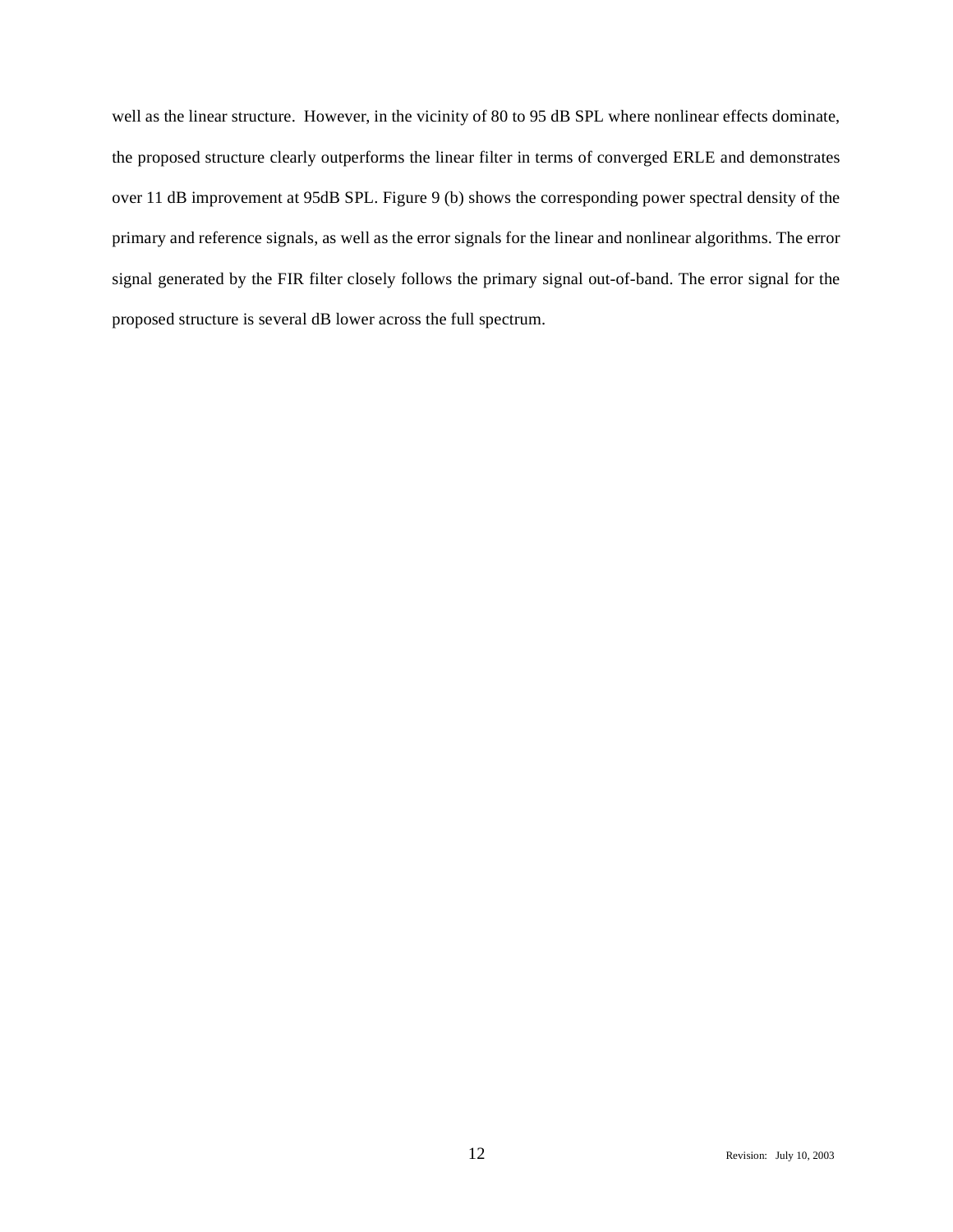well as the linear structure. However, in the vicinity of 80 to 95 dB SPL where nonlinear effects dominate, the proposed structure clearly outperforms the linear filter in terms of converged ERLE and demonstrates over 11 dB improvement at 95dB SPL. Figure 9 (b) shows the corresponding power spectral density of the primary and reference signals, as well as the error signals for the linear and nonlinear algorithms. The error signal generated by the FIR filter closely follows the primary signal out-of-band. The error signal for the proposed structure is several dB lower across the full spectrum.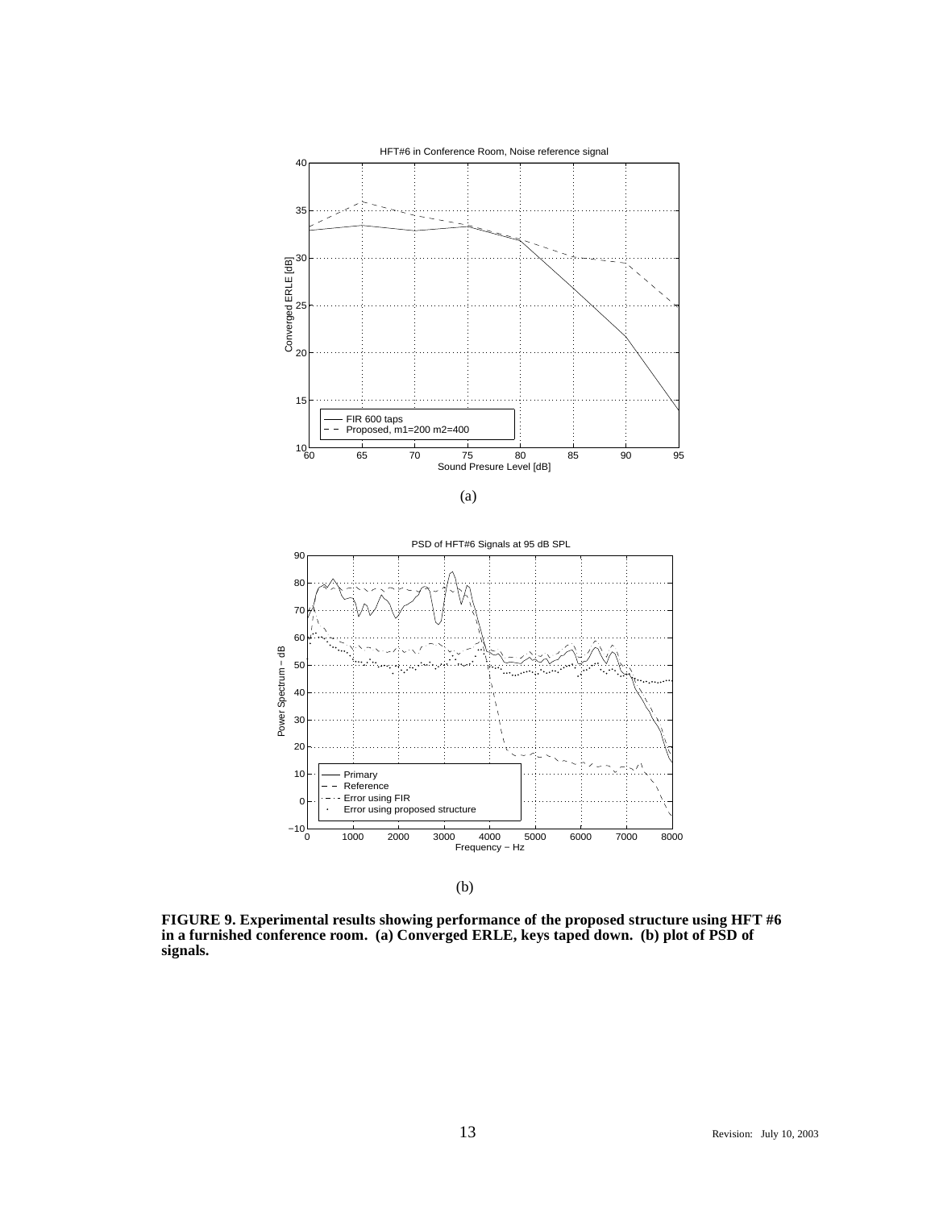(a)

(b)

**FIGURE 9. Experimental results showing performance of the proposed structure using HFT #6 in a furnished conference room. (a) Converged ERLE, keys taped down. (b) plot of PSD of signals.**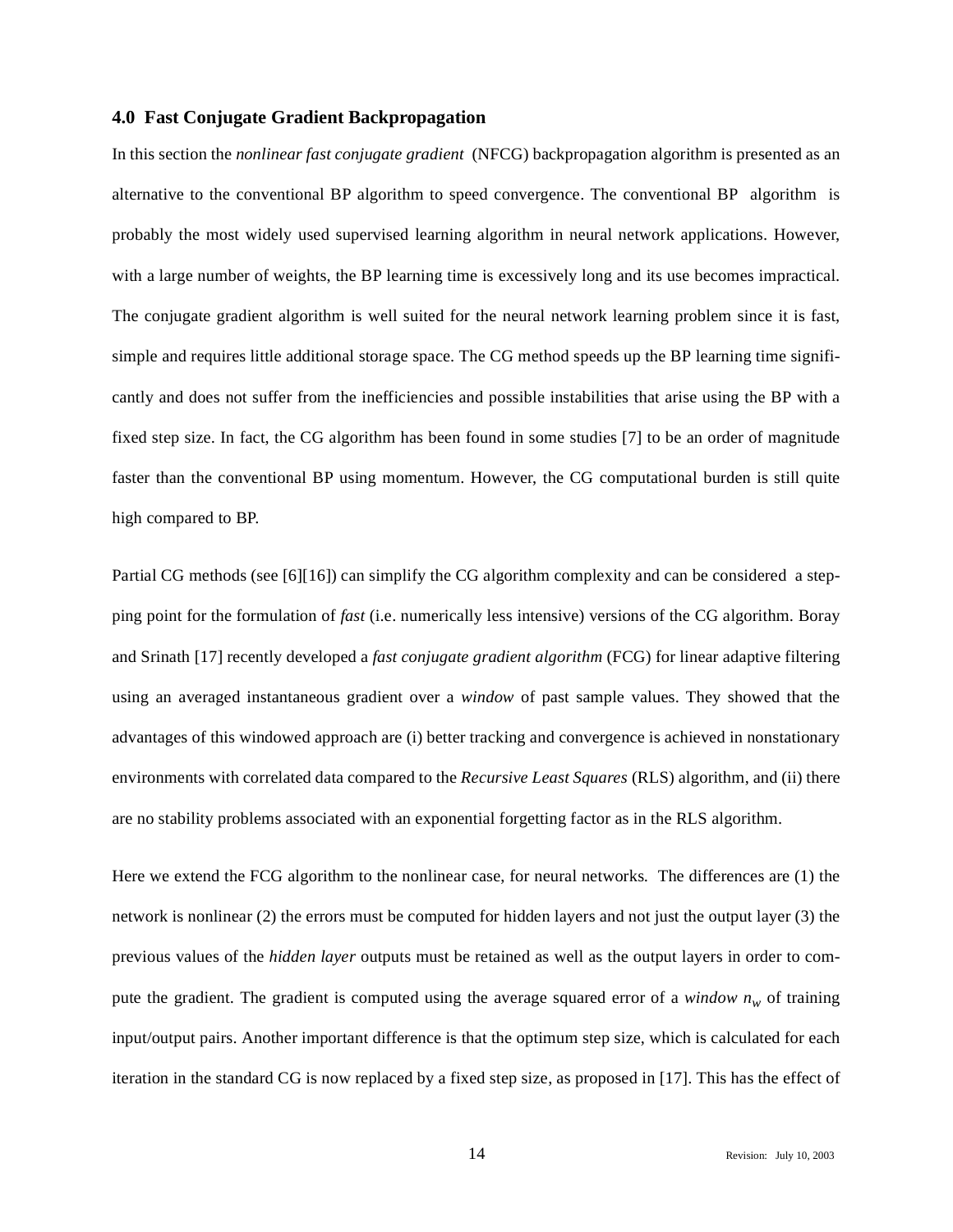### 4.0 Fast Conjugate Gradient Backpropagation

In this section the *nonlinear fast conjugate gradient* (NFCG) backpropagation algorithm is presented as an alternative to the conventional BP algorithm to speed convergence. The conventional BP algorithm is probably the most widely used supervised learning algorithm in neural network applications. However, with a large number of weights, the BP learning time is excessively long and its use becomes impractical. The conjugate gradient algorithm is well suited for the neural network learning problem since it is fast, simple and requires little additional storage space. The CG method speeds up the BP learning time significantly and does not suffer from the inefficiencies and possible instabilities that arise using the BP with a fixed step size. In fact, the CG algorithm has been found in some studies [7] to be an order of magnitude faster than the conventional BP using momentum. However, the CG computational burden is still quite high compared to BP.

Partial CG methods (see [6][16]) can simplify the CG algorithm complexity and can be considered a stepping point for the formulation of *fast* (i.e. numerically less intensive) versions of the CG algorithm. Boray and Srinath [17] recently developed a *fast conjugate gradient algorithm* (FCG) for linear adaptive filtering using an averaged instantaneous gradient over a *window* of past sample values. They showed that the advantages of this windowed approach are (i) better tracking and convergence is achieved in nonstationary environments with correlated data compared to the *Recursive Least Squares* (RLS) algorithm, and (ii) there are no stability problems associated with an exponential forgetting factor as in the RLS algorithm.

Here we extend the FCG algorithm to the nonlinear case, for neural networks. The differences are (1) the network is nonlinear (2) the errors must be computed for hidden layers and not just the output layer (3) the previous values of the *hidden layer* outputs must be retained as well as the output layers in order to compute the gradient. The gradient is computed using the average squared error of a *window* $n_w$ of training input/output pairs. Another important difference is that the optimum step size, which is calculated for each iteration in the standard CG is now replaced by a fixed step size, as proposed in [17]. This has the effect of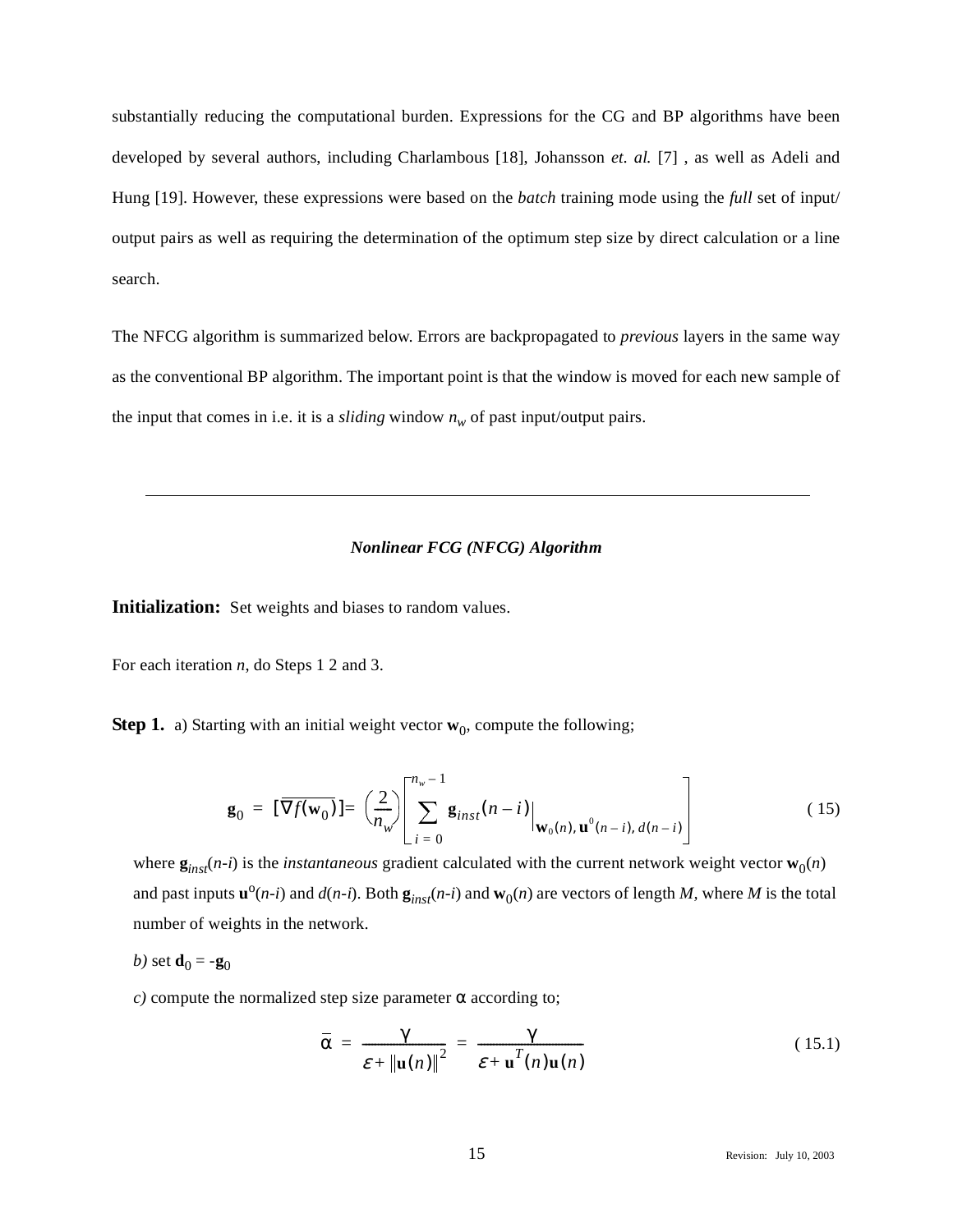substantially reducing the computational burden. Expressions for the CG and BP algorithms have been developed by several authors, including Charlambous [18], Johansson *et. al.* [7] , as well as Adeli and Hung [19]. However, these expressions were based on the *batch* training mode using the *full* set of input/output pairs as well as requiring the determination of the optimum step size by direct calculation or a line search.

The NFCG algorithm is summarized below. Errors are backpropagated to *previous* layers in the same way as the conventional BP algorithm. The important point is that the window is moved for each new sample of the input that comes in i.e. it is a *sliding* window $n_w$ of past input/output pairs.

---

***Nonlinear FCG (NFCG) Algorithm***

**Initialization:** Set weights and biases to random values.

For each iteration $n$, do Steps 1 2 and 3.

**Step 1.** a) Starting with an initial weight vector $\mathbf{w}_0$, compute the following;

$$\mathbf{g}_0 = [\overline{\nabla f(\mathbf{w}_0)}] = \left(\frac{2}{n_w}\right)\left[\sum_{i=0}^{n_w-1} \mathbf{g}_{inst}(n-i)\Big|_{\mathbf{w}_0(n),\,\mathbf{u}^0(n-i),\,d(n-i)}\right] \tag{15}$$

where $\mathbf{g}_{inst}(n\text{-}i)$ is the *instantaneous* gradient calculated with the current network weight vector $\mathbf{w}_0(n)$ and past inputs $\mathbf{u}^o(n\text{-}i)$ and $d(n\text{-}i)$. Both $\mathbf{g}_{inst}(n\text{-}i)$ and $\mathbf{w}_0(n)$ are vectors of length $M$, where $M$ is the total number of weights in the network.

*b)* set $\mathbf{d}_0 = -\mathbf{g}_0$

*c)* compute the normalized step size parameter $\alpha$ according to;

$$\bar{\alpha} = \frac{\gamma}{\varepsilon + \|\mathbf{u}(n)\|^2} = \frac{\gamma}{\varepsilon + \mathbf{u}^T(n)\mathbf{u}(n)} \tag{15.1}$$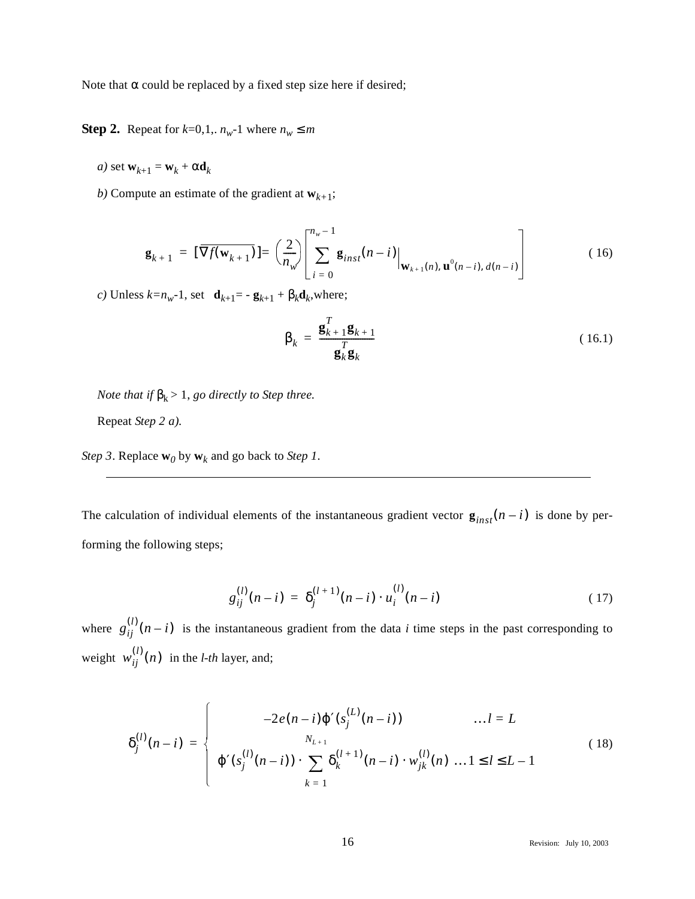Note that $\alpha$ could be replaced by a fixed step size here if desired;

**Step 2.** Repeat for $k$=0,1,. $n_w$-1 where $n_w \leq m$

*a)* set $\mathbf{w}_{k+1} = \mathbf{w}_k + \alpha \mathbf{d}_k$

*b)* Compute an estimate of the gradient at $\mathbf{w}_{k+1}$;

$$\mathbf{g}_{k+1} = [\overline{\nabla f(\mathbf{w}_{k+1})}] = \left(\frac{2}{n_w}\right) \left[ \sum_{i=0}^{n_w - 1} \mathbf{g}_{inst}(n-i) \Big|_{\mathbf{w}_{k+1}(n),\, \mathbf{u}^0(n-i),\, d(n-i)} \right] \tag{16}$$

*c)* Unless $k$=$n_w$-1, set $\mathbf{d}_{k+1}$= - $\mathbf{g}_{k+1}$ + $\beta_k \mathbf{d}_k$,where;

$$\beta_k = \frac{\mathbf{g}_{k+1}^T \mathbf{g}_{k+1}}{\mathbf{g}_k^T \mathbf{g}_k} \tag{16.1}$$

*Note that if* $\beta_k > 1$, *go directly to Step three.*

Repeat *Step 2 a).*

*Step 3*. Replace $\mathbf{w}_0$ by $\mathbf{w}_k$ and go back to *Step 1*.

---

The calculation of individual elements of the instantaneous gradient vector $\mathbf{g}_{inst}(n-i)$ is done by performing the following steps;

$$g_{ij}^{(l)}(n-i) = \delta_j^{(l+1)}(n-i) \cdot u_i^{(l)}(n-i) \tag{17}$$

where $g_{ij}^{(l)}(n-i)$ is the instantaneous gradient from the data $i$ time steps in the past corresponding to weight $w_{ij}^{(l)}(n)$ in the *l-th* layer, and;

$$\delta_j^{(l)}(n-i) = \begin{cases} -2e(n-i)\varphi'(s_j^{(L)}(n-i)) & \ldots l = L \\ \varphi'(s_j^{(l)}(n-i)) \cdot \displaystyle\sum_{k=1}^{N_{L+1}} \delta_k^{(l+1)}(n-i) \cdot w_{jk}^{(l)}(n) & \ldots 1 \leq l \leq L-1 \end{cases} \tag{18}$$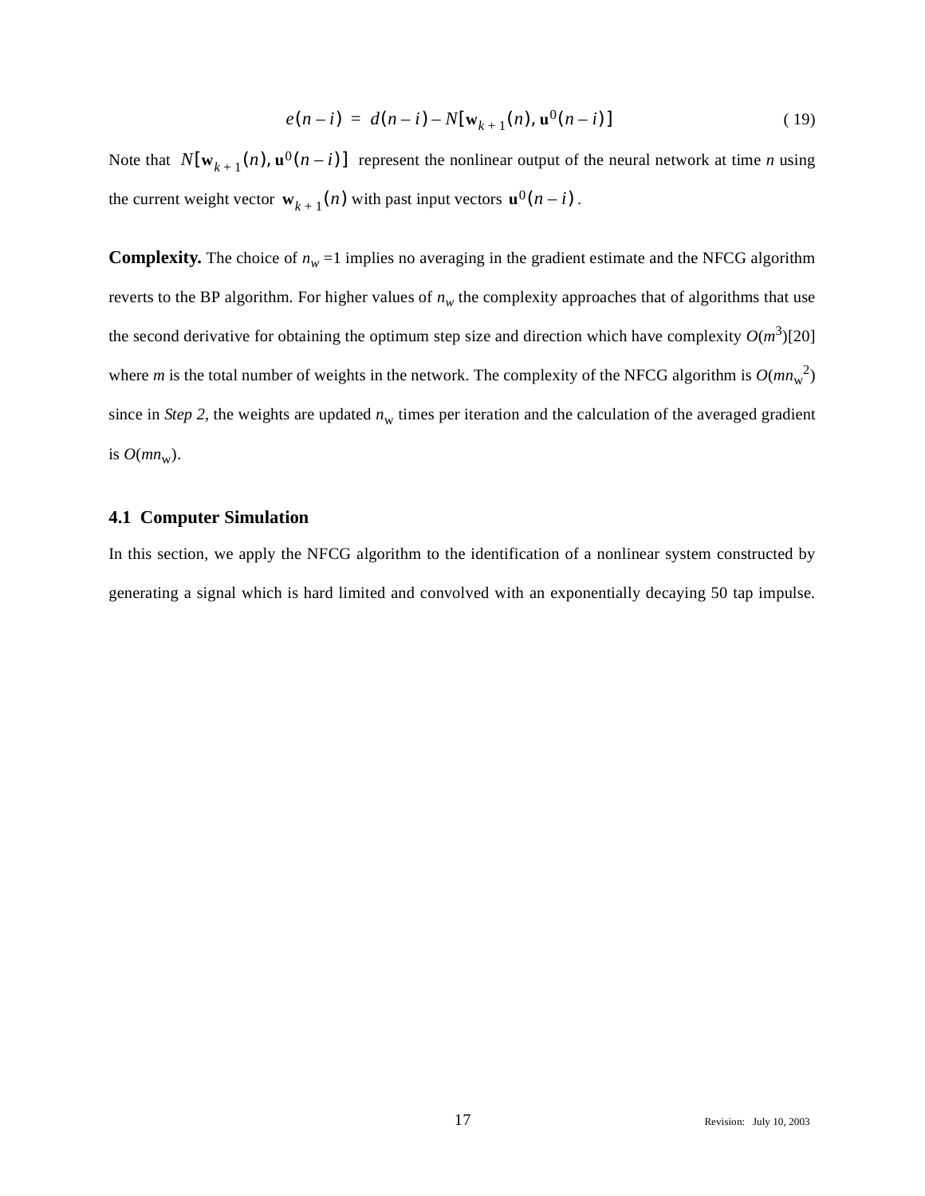$$e(n-i) = d(n-i) - N[\mathbf{w}_{k+1}(n), \mathbf{u}^0(n-i)] \tag{19}$$

Note that $N[\mathbf{w}_{k+1}(n), \mathbf{u}^0(n-i)]$ represent the nonlinear output of the neural network at time *n* using the current weight vector $\mathbf{w}_{k+1}(n)$ with past input vectors $\mathbf{u}^0(n-i)$.

**Complexity.** The choice of $n_w$ =1 implies no averaging in the gradient estimate and the NFCG algorithm reverts to the BP algorithm. For higher values of $n_w$ the complexity approaches that of algorithms that use the second derivative for obtaining the optimum step size and direction which have complexity $O(m^3)$[20] where *m* is the total number of weights in the network. The complexity of the NFCG algorithm is $O(mn_w^2)$ since in *Step 2*, the weights are updated $n_w$ times per iteration and the calculation of the averaged gradient is $O(mn_w)$.

### 4.1 Computer Simulation

In this section, we apply the NFCG algorithm to the identification of a nonlinear system constructed by generating a signal which is hard limited and convolved with an exponentially decaying 50 tap impulse.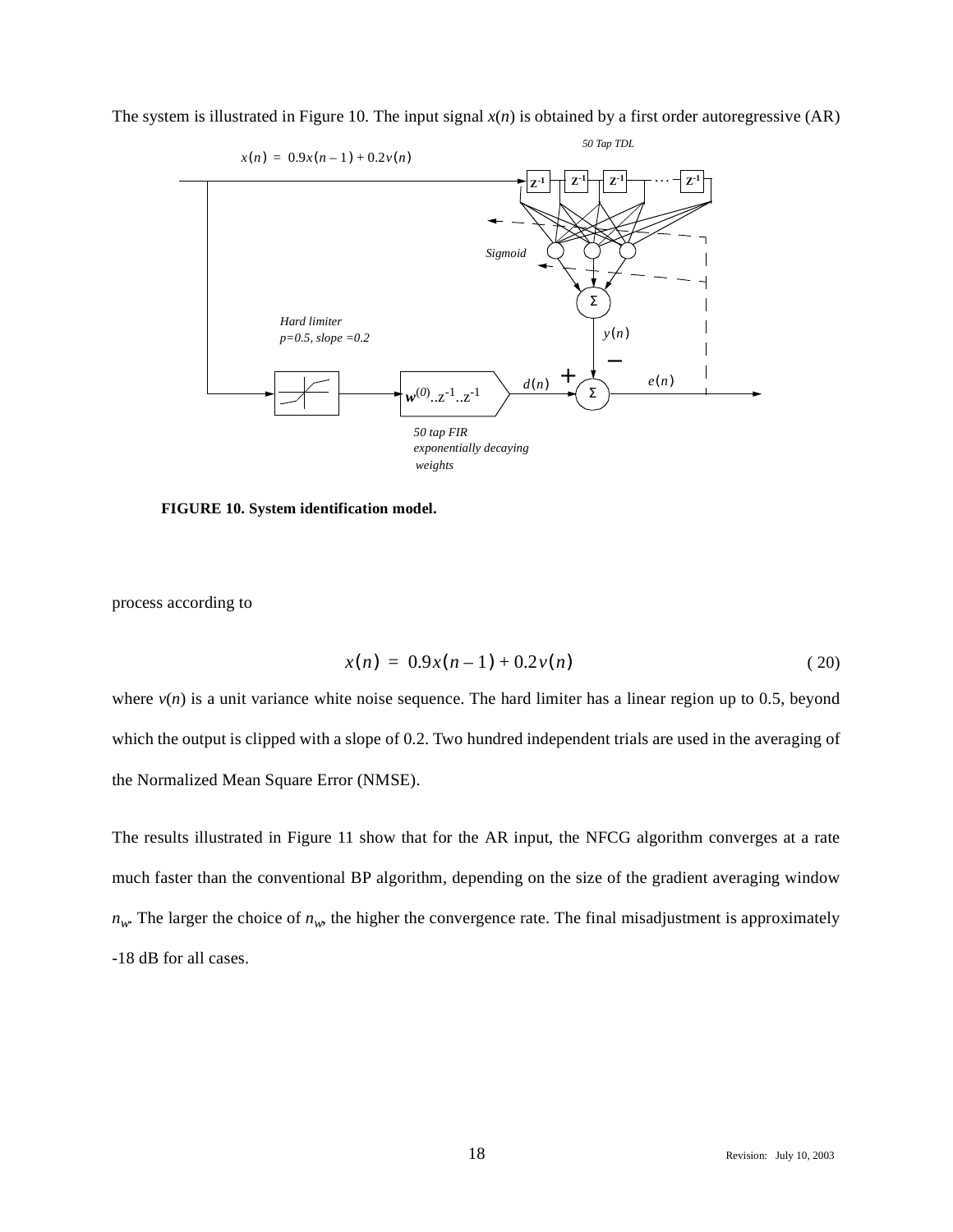The system is illustrated in Figure 10. The input signal $x(n)$ is obtained by a first order autoregressive (AR)

FIGURE 10. System identification model.

process according to

$$x(n) = 0.9x(n-1) + 0.2v(n) \tag{20}$$

where $v(n)$ is a unit variance white noise sequence. The hard limiter has a linear region up to 0.5, beyond which the output is clipped with a slope of 0.2. Two hundred independent trials are used in the averaging of the Normalized Mean Square Error (NMSE).

The results illustrated in Figure 11 show that for the AR input, the NFCG algorithm converges at a rate much faster than the conventional BP algorithm, depending on the size of the gradient averaging window $n_w$. The larger the choice of $n_w$, the higher the convergence rate. The final misadjustment is approximately -18 dB for all cases.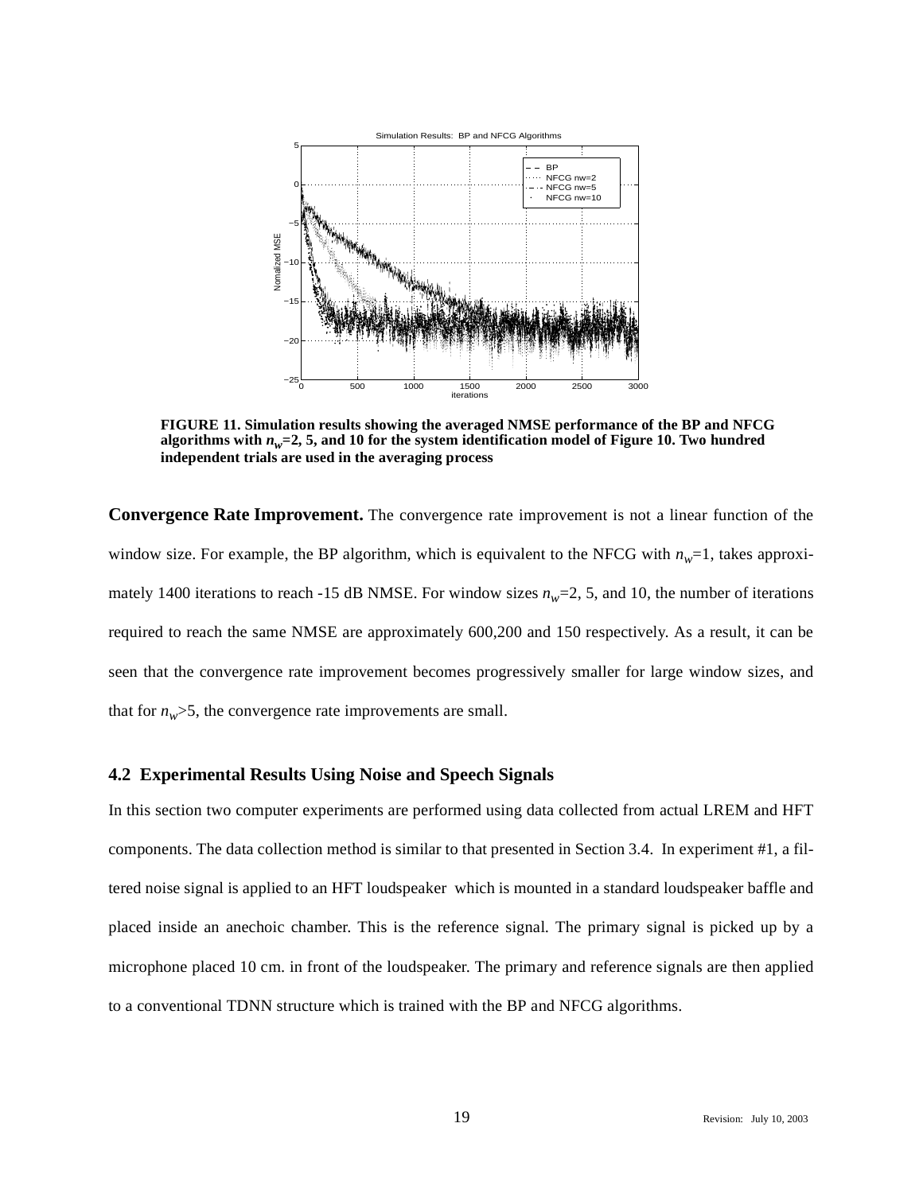FIGURE 11. Simulation results showing the averaged NMSE performance of the BP and NFCG algorithms with $n_w$=2, 5, and 10 for the system identification model of Figure 10. Two hundred independent trials are used in the averaging process

**Convergence Rate Improvement.** The convergence rate improvement is not a linear function of the window size. For example, the BP algorithm, which is equivalent to the NFCG with $n_w$=1, takes approximately 1400 iterations to reach -15 dB NMSE. For window sizes $n_w$=2, 5, and 10, the number of iterations required to reach the same NMSE are approximately 600,200 and 150 respectively. As a result, it can be seen that the convergence rate improvement becomes progressively smaller for large window sizes, and that for $n_w$>5, the convergence rate improvements are small.

### 4.2 Experimental Results Using Noise and Speech Signals

In this section two computer experiments are performed using data collected from actual LREM and HFT components. The data collection method is similar to that presented in Section 3.4. In experiment #1, a filtered noise signal is applied to an HFT loudspeaker which is mounted in a standard loudspeaker baffle and placed inside an anechoic chamber. This is the reference signal. The primary signal is picked up by a microphone placed 10 cm. in front of the loudspeaker. The primary and reference signals are then applied to a conventional TDNN structure which is trained with the BP and NFCG algorithms.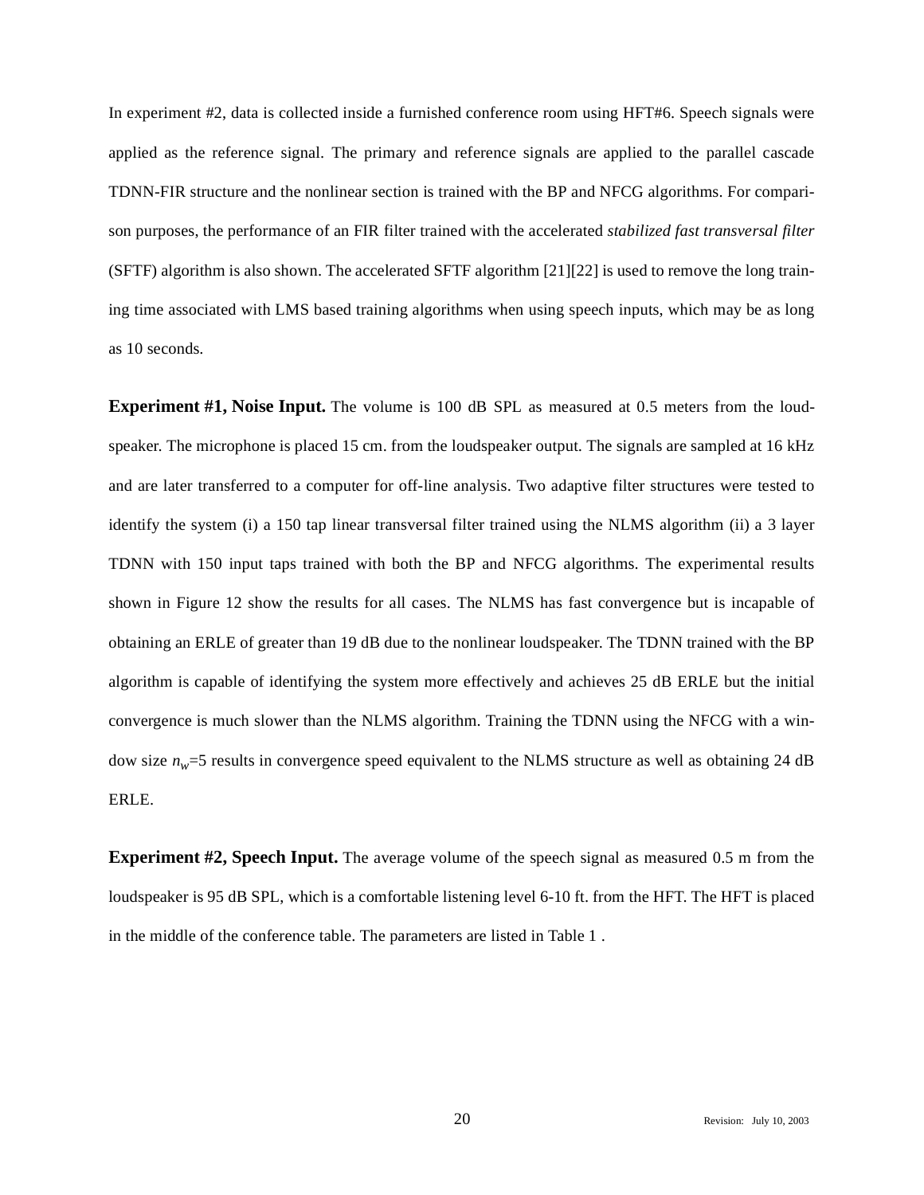In experiment #2, data is collected inside a furnished conference room using HFT#6. Speech signals were applied as the reference signal. The primary and reference signals are applied to the parallel cascade TDNN-FIR structure and the nonlinear section is trained with the BP and NFCG algorithms. For comparison purposes, the performance of an FIR filter trained with the accelerated *stabilized fast transversal filter* (SFTF) algorithm is also shown. The accelerated SFTF algorithm [21][22] is used to remove the long training time associated with LMS based training algorithms when using speech inputs, which may be as long as 10 seconds.

**Experiment #1, Noise Input.** The volume is 100 dB SPL as measured at 0.5 meters from the loudspeaker. The microphone is placed 15 cm. from the loudspeaker output. The signals are sampled at 16 kHz and are later transferred to a computer for off-line analysis. Two adaptive filter structures were tested to identify the system (i) a 150 tap linear transversal filter trained using the NLMS algorithm (ii) a 3 layer TDNN with 150 input taps trained with both the BP and NFCG algorithms. The experimental results shown in Figure 12 show the results for all cases. The NLMS has fast convergence but is incapable of obtaining an ERLE of greater than 19 dB due to the nonlinear loudspeaker. The TDNN trained with the BP algorithm is capable of identifying the system more effectively and achieves 25 dB ERLE but the initial convergence is much slower than the NLMS algorithm. Training the TDNN using the NFCG with a window size $n_w$=5 results in convergence speed equivalent to the NLMS structure as well as obtaining 24 dB ERLE.

**Experiment #2, Speech Input.** The average volume of the speech signal as measured 0.5 m from the loudspeaker is 95 dB SPL, which is a comfortable listening level 6-10 ft. from the HFT. The HFT is placed in the middle of the conference table. The parameters are listed in Table 1 .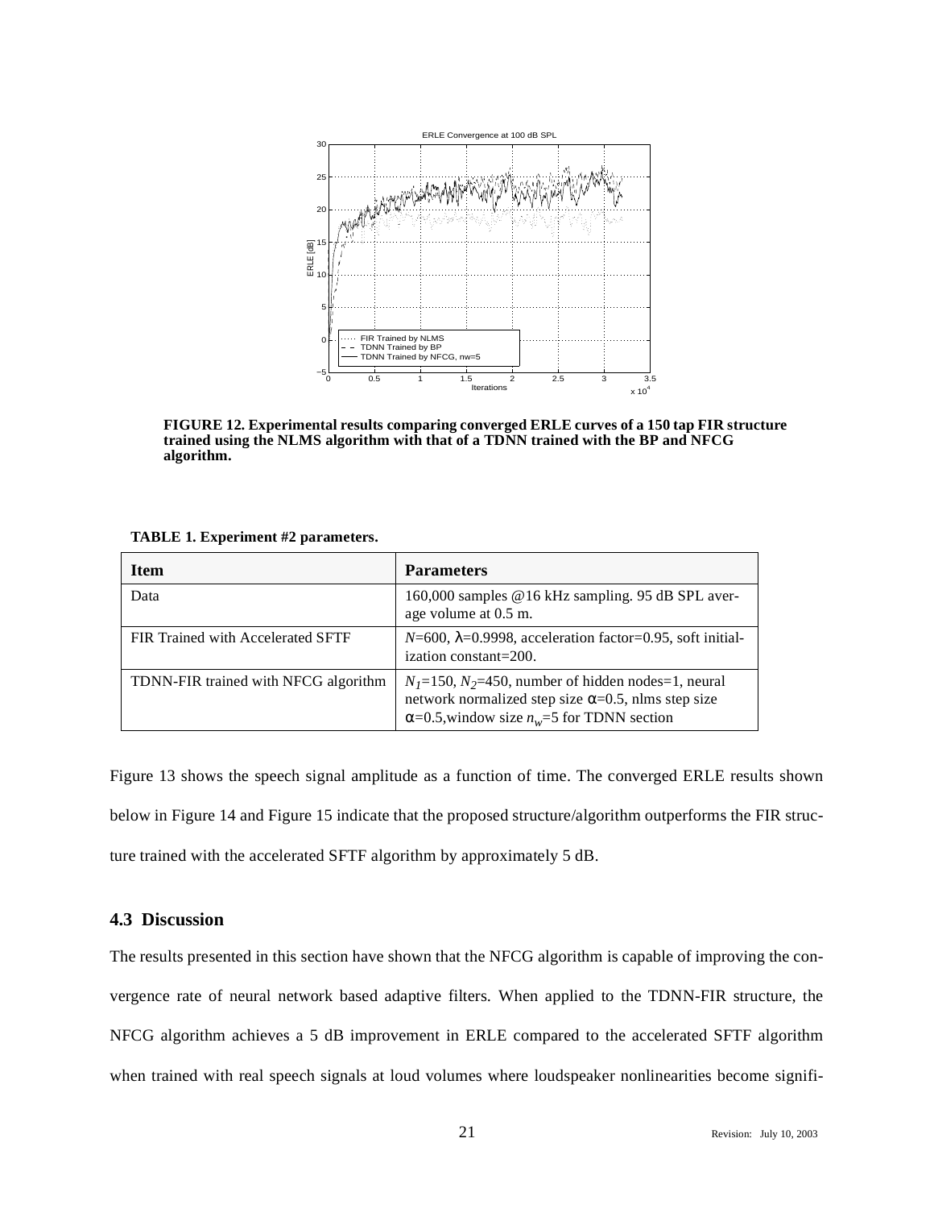**FIGURE 12. Experimental results comparing converged ERLE curves of a 150 tap FIR structure trained using the NLMS algorithm with that of a TDNN trained with the BP and NFCG algorithm.**

**TABLE 1. Experiment #2 parameters.**

| Item | Parameters |
|---|---|
| Data | 160,000 samples @16 kHz sampling. 95 dB SPL average volume at 0.5 m. |
| FIR Trained with Accelerated SFTF | $N$=600, $\lambda$=0.9998, acceleration factor=0.95, soft initialization constant=200. |
| TDNN-FIR trained with NFCG algorithm | $N_1$=150, $N_2$=450, number of hidden nodes=1, neural network normalized step size $\alpha$=0.5, nlms step size $\alpha$=0.5,window size $n_w$=5 for TDNN section |

Figure 13 shows the speech signal amplitude as a function of time. The converged ERLE results shown below in Figure 14 and Figure 15 indicate that the proposed structure/algorithm outperforms the FIR structure trained with the accelerated SFTF algorithm by approximately 5 dB.

### 4.3 Discussion

The results presented in this section have shown that the NFCG algorithm is capable of improving the convergence rate of neural network based adaptive filters. When applied to the TDNN-FIR structure, the NFCG algorithm achieves a 5 dB improvement in ERLE compared to the accelerated SFTF algorithm when trained with real speech signals at loud volumes where loudspeaker nonlinearities become signifi-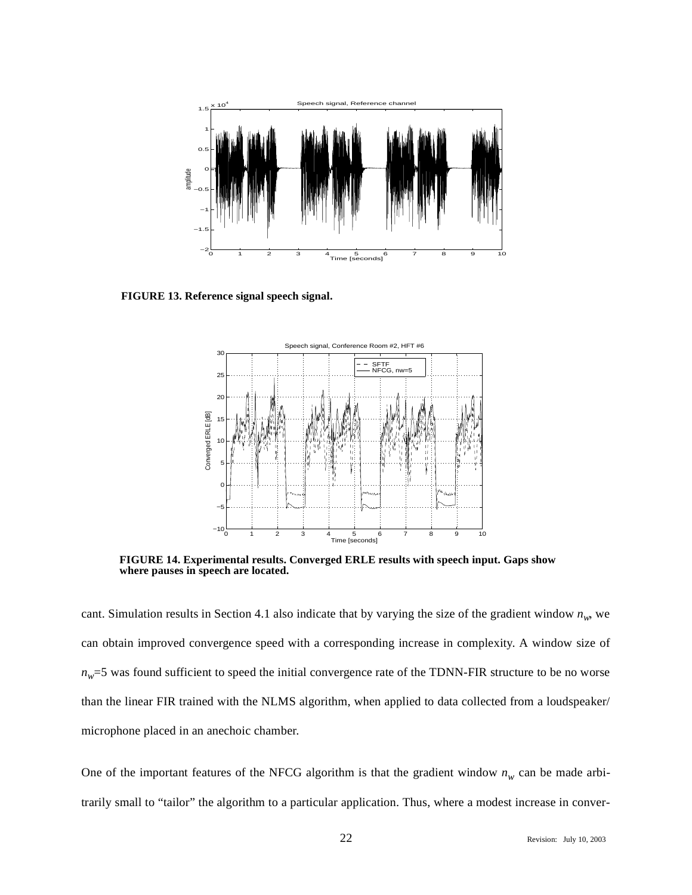**FIGURE 13. Reference signal speech signal.**

**FIGURE 14. Experimental results. Converged ERLE results with speech input. Gaps show where pauses in speech are located.**

cant. Simulation results in Section 4.1 also indicate that by varying the size of the gradient window $n_w$, we can obtain improved convergence speed with a corresponding increase in complexity. A window size of $n_w$=5 was found sufficient to speed the initial convergence rate of the TDNN-FIR structure to be no worse than the linear FIR trained with the NLMS algorithm, when applied to data collected from a loudspeaker/ microphone placed in an anechoic chamber.

One of the important features of the NFCG algorithm is that the gradient window $n_w$ can be made arbitrarily small to "tailor" the algorithm to a particular application. Thus, where a modest increase in conver-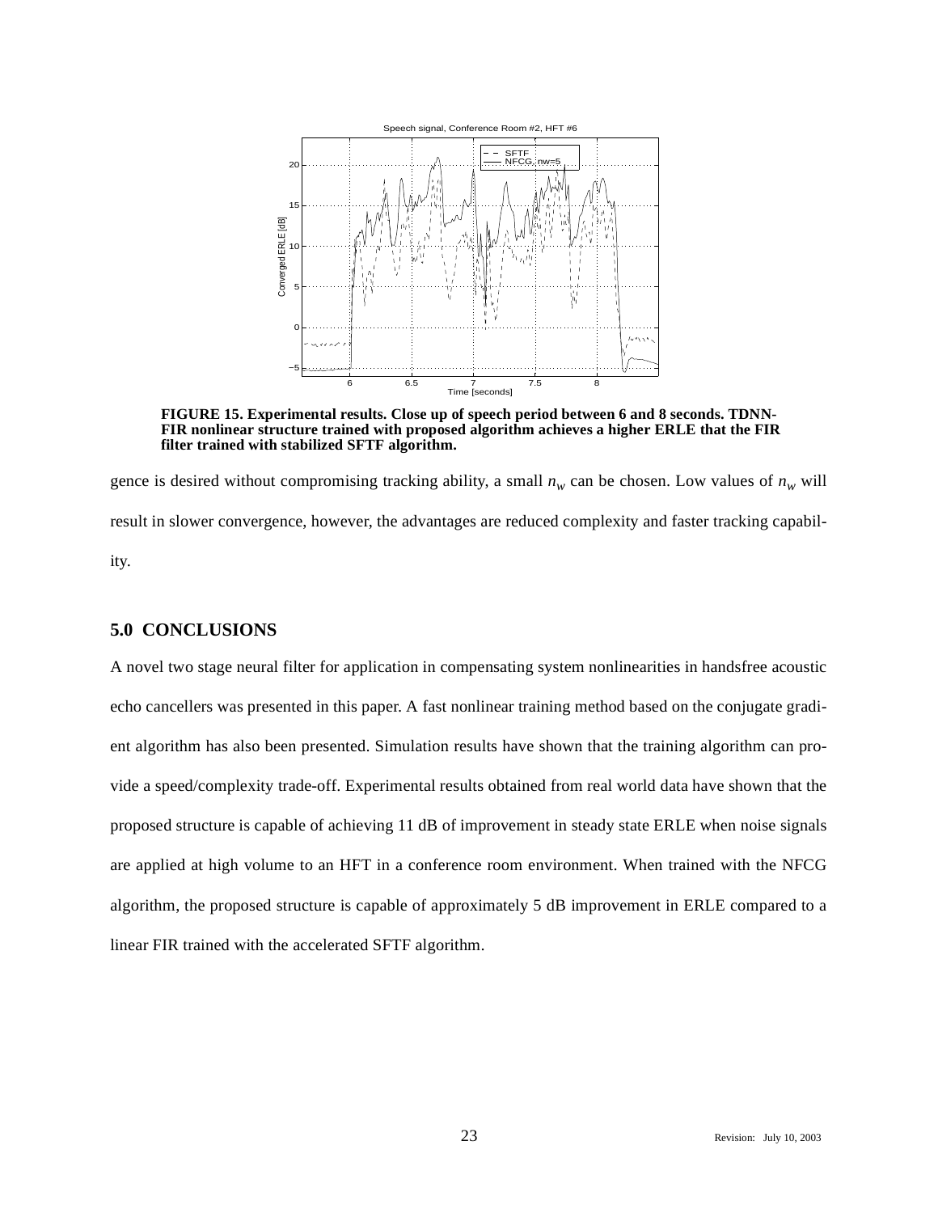**FIGURE 15. Experimental results. Close up of speech period between 6 and 8 seconds. TDNN-FIR nonlinear structure trained with proposed algorithm achieves a higher ERLE that the FIR filter trained with stabilized SFTF algorithm.**

gence is desired without compromising tracking ability, a small $n_w$ can be chosen. Low values of $n_w$ will result in slower convergence, however, the advantages are reduced complexity and faster tracking capability.

## 5.0 CONCLUSIONS

A novel two stage neural filter for application in compensating system nonlinearities in handsfree acoustic echo cancellers was presented in this paper. A fast nonlinear training method based on the conjugate gradient algorithm has also been presented. Simulation results have shown that the training algorithm can provide a speed/complexity trade-off. Experimental results obtained from real world data have shown that the proposed structure is capable of achieving 11 dB of improvement in steady state ERLE when noise signals are applied at high volume to an HFT in a conference room environment. When trained with the NFCG algorithm, the proposed structure is capable of approximately 5 dB improvement in ERLE compared to a linear FIR trained with the accelerated SFTF algorithm.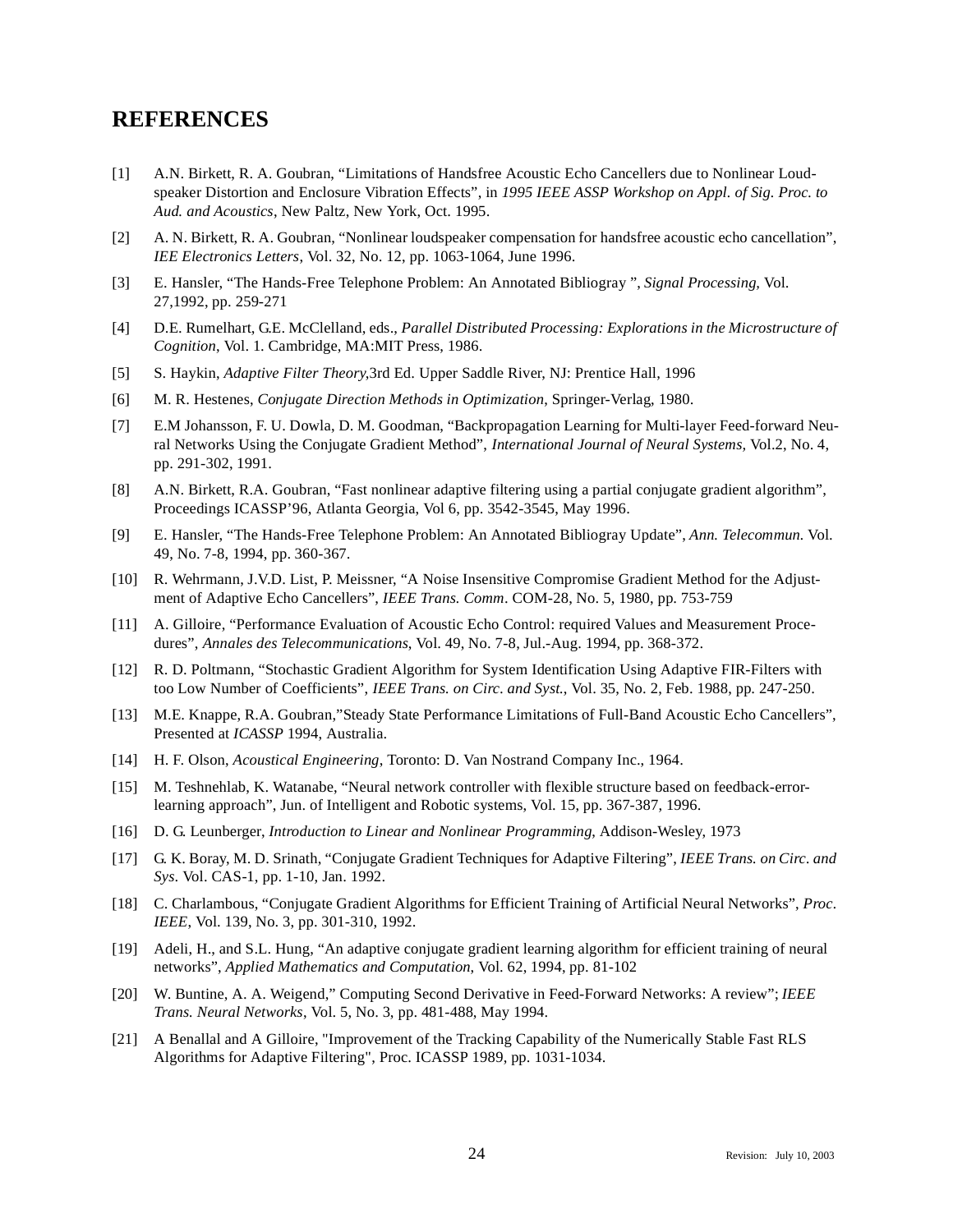# REFERENCES

[1] A.N. Birkett, R. A. Goubran, “Limitations of Handsfree Acoustic Echo Cancellers due to Nonlinear Loudspeaker Distortion and Enclosure Vibration Effects”, in *1995 IEEE ASSP Workshop on Appl. of Sig. Proc. to Aud. and Acoustics*, New Paltz, New York, Oct. 1995.

[2] A. N. Birkett, R. A. Goubran, “Nonlinear loudspeaker compensation for handsfree acoustic echo cancellation”, *IEE Electronics Letters*, Vol. 32, No. 12, pp. 1063-1064, June 1996.

[3] E. Hansler, “The Hands-Free Telephone Problem: An Annotated Bibliogray ”, *Signal Processing*, Vol. 27,1992, pp. 259-271

[4] D.E. Rumelhart, G.E. McClelland, eds., *Parallel Distributed Processing: Explorations in the Microstructure of Cognition*, Vol. 1. Cambridge, MA:MIT Press, 1986.

[5] S. Haykin, *Adaptive Filter Theory*,3rd Ed. Upper Saddle River, NJ: Prentice Hall, 1996

[6] M. R. Hestenes, *Conjugate Direction Methods in Optimization*, Springer-Verlag, 1980.

[7] E.M Johansson, F. U. Dowla, D. M. Goodman, “Backpropagation Learning for Multi-layer Feed-forward Neural Networks Using the Conjugate Gradient Method”, *International Journal of Neural Systems*, Vol.2, No. 4, pp. 291-302, 1991.

[8] A.N. Birkett, R.A. Goubran, “Fast nonlinear adaptive filtering using a partial conjugate gradient algorithm”, Proceedings ICASSP’96, Atlanta Georgia, Vol 6, pp. 3542-3545, May 1996.

[9] E. Hansler, “The Hands-Free Telephone Problem: An Annotated Bibliogray Update”, *Ann. Telecommun.* Vol. 49, No. 7-8, 1994, pp. 360-367.

[10] R. Wehrmann, J.V.D. List, P. Meissner, “A Noise Insensitive Compromise Gradient Method for the Adjustment of Adaptive Echo Cancellers”, *IEEE Trans. Comm*. COM-28, No. 5, 1980, pp. 753-759

[11] A. Gilloire, “Performance Evaluation of Acoustic Echo Control: required Values and Measurement Procedures”, *Annales des Telecommunications*, Vol. 49, No. 7-8, Jul.-Aug. 1994, pp. 368-372.

[12] R. D. Poltmann, “Stochastic Gradient Algorithm for System Identification Using Adaptive FIR-Filters with too Low Number of Coefficients”, *IEEE Trans. on Circ. and Syst.*, Vol. 35, No. 2, Feb. 1988, pp. 247-250.

[13] M.E. Knappe, R.A. Goubran,”Steady State Performance Limitations of Full-Band Acoustic Echo Cancellers”, Presented at *ICASSP* 1994, Australia.

[14] H. F. Olson, *Acoustical Engineering*, Toronto: D. Van Nostrand Company Inc., 1964.

[15] M. Teshnehlab, K. Watanabe, “Neural network controller with flexible structure based on feedback-error-learning approach”, Jun. of Intelligent and Robotic systems, Vol. 15, pp. 367-387, 1996.

[16] D. G. Leunberger, *Introduction to Linear and Nonlinear Programming*, Addison-Wesley, 1973

[17] G. K. Boray, M. D. Srinath, “Conjugate Gradient Techniques for Adaptive Filtering”, *IEEE Trans. on Circ. and Sys*. Vol. CAS-1, pp. 1-10, Jan. 1992.

[18] C. Charlambous, “Conjugate Gradient Algorithms for Efficient Training of Artificial Neural Networks”, *Proc. IEEE*, Vol. 139, No. 3, pp. 301-310, 1992.

[19] Adeli, H., and S.L. Hung, “An adaptive conjugate gradient learning algorithm for efficient training of neural networks”, *Applied Mathematics and Computation*, Vol. 62, 1994, pp. 81-102

[20] W. Buntine, A. A. Weigend,” Computing Second Derivative in Feed-Forward Networks: A review”; *IEEE Trans. Neural Networks*, Vol. 5, No. 3, pp. 481-488, May 1994.

[21] A Benallal and A Gilloire, "Improvement of the Tracking Capability of the Numerically Stable Fast RLS Algorithms for Adaptive Filtering", Proc. ICASSP 1989, pp. 1031-1034.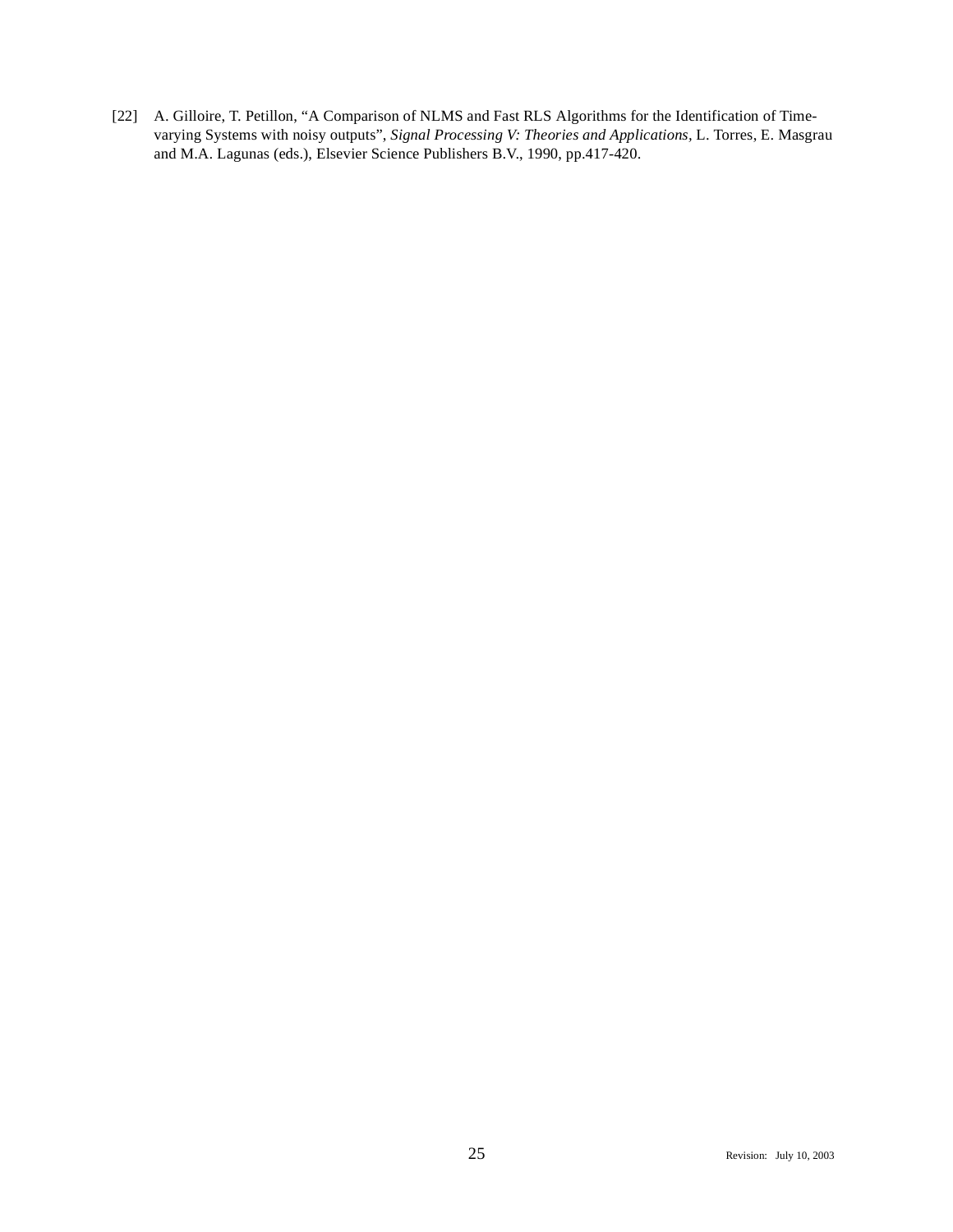[22] A. Gilloire, T. Petillon, “A Comparison of NLMS and Fast RLS Algorithms for the Identification of Time-varying Systems with noisy outputs”, *Signal Processing V: Theories and Applications*, L. Torres, E. Masgrau and M.A. Lagunas (eds.), Elsevier Science Publishers B.V., 1990, pp.417-420.